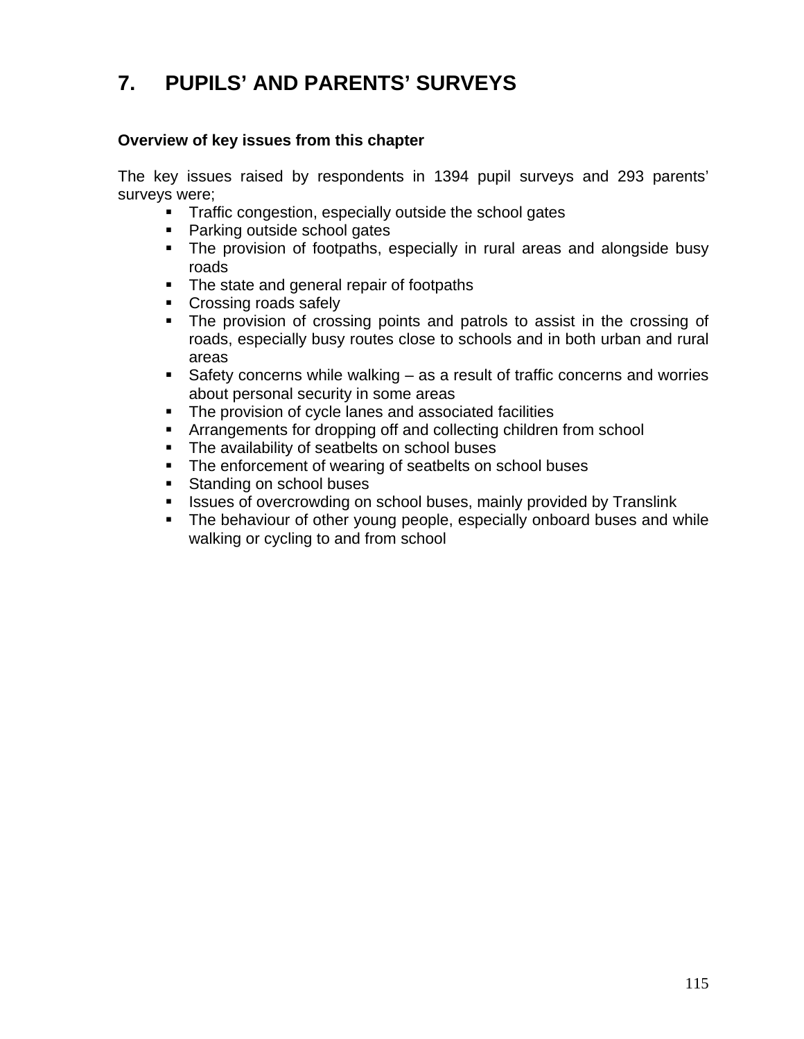# 7. PUPILS' AND PARENTS' SURVEYS

**Overview of key issues from this chapter**

The key issues raised by respondents in 1394 pupil surveys and 293 parents' surveys were;

- Traffic congestion, especially outside the school gates
- Parking outside school gates
- The provision of footpaths, especially in rural areas and alongside busy roads
- The state and general repair of footpaths
- Crossing roads safely
- The provision of crossing points and patrols to assist in the crossing of roads, especially busy routes close to schools and in both urban and rural areas
- Safety concerns while walking – as a result of traffic concerns and worries about personal security in some areas
- The provision of cycle lanes and associated facilities
- Arrangements for dropping off and collecting children from school
- The availability of seatbelts on school buses
- The enforcement of wearing of seatbelts on school buses
- Standing on school buses
- Issues of overcrowding on school buses, mainly provided by Translink
- The behaviour of other young people, especially onboard buses and while walking or cycling to and from school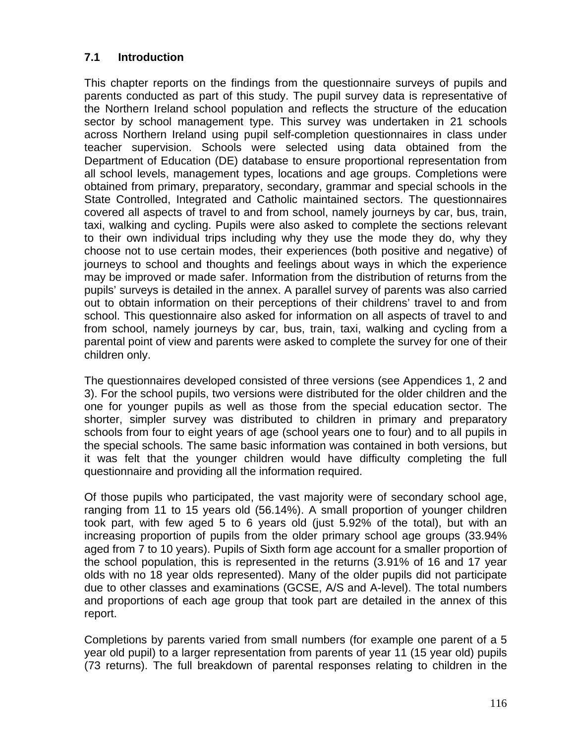## 7.1 Introduction

This chapter reports on the findings from the questionnaire surveys of pupils and parents conducted as part of this study. The pupil survey data is representative of the Northern Ireland school population and reflects the structure of the education sector by school management type. This survey was undertaken in 21 schools across Northern Ireland using pupil self-completion questionnaires in class under teacher supervision. Schools were selected using data obtained from the Department of Education (DE) database to ensure proportional representation from all school levels, management types, locations and age groups. Completions were obtained from primary, preparatory, secondary, grammar and special schools in the State Controlled, Integrated and Catholic maintained sectors. The questionnaires covered all aspects of travel to and from school, namely journeys by car, bus, train, taxi, walking and cycling. Pupils were also asked to complete the sections relevant to their own individual trips including why they use the mode they do, why they choose not to use certain modes, their experiences (both positive and negative) of journeys to school and thoughts and feelings about ways in which the experience may be improved or made safer. Information from the distribution of returns from the pupils' surveys is detailed in the annex. A parallel survey of parents was also carried out to obtain information on their perceptions of their childrens' travel to and from school. This questionnaire also asked for information on all aspects of travel to and from school, namely journeys by car, bus, train, taxi, walking and cycling from a parental point of view and parents were asked to complete the survey for one of their children only.

The questionnaires developed consisted of three versions (see Appendices 1, 2 and 3). For the school pupils, two versions were distributed for the older children and the one for younger pupils as well as those from the special education sector. The shorter, simpler survey was distributed to children in primary and preparatory schools from four to eight years of age (school years one to four) and to all pupils in the special schools. The same basic information was contained in both versions, but it was felt that the younger children would have difficulty completing the full questionnaire and providing all the information required.

Of those pupils who participated, the vast majority were of secondary school age, ranging from 11 to 15 years old (56.14%). A small proportion of younger children took part, with few aged 5 to 6 years old (just 5.92% of the total), but with an increasing proportion of pupils from the older primary school age groups (33.94% aged from 7 to 10 years). Pupils of Sixth form age account for a smaller proportion of the school population, this is represented in the returns (3.91% of 16 and 17 year olds with no 18 year olds represented). Many of the older pupils did not participate due to other classes and examinations (GCSE, A/S and A-level). The total numbers and proportions of each age group that took part are detailed in the annex of this report.

Completions by parents varied from small numbers (for example one parent of a 5 year old pupil) to a larger representation from parents of year 11 (15 year old) pupils (73 returns). The full breakdown of parental responses relating to children in the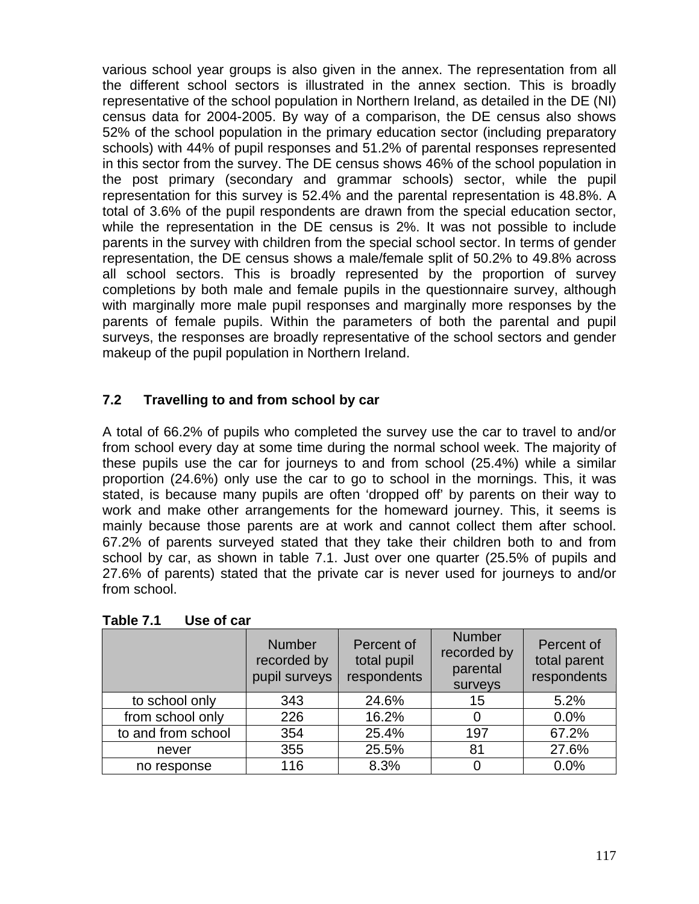various school year groups is also given in the annex. The representation from all the different school sectors is illustrated in the annex section. This is broadly representative of the school population in Northern Ireland, as detailed in the DE (NI) census data for 2004-2005. By way of a comparison, the DE census also shows 52% of the school population in the primary education sector (including preparatory schools) with 44% of pupil responses and 51.2% of parental responses represented in this sector from the survey. The DE census shows 46% of the school population in the post primary (secondary and grammar schools) sector, while the pupil representation for this survey is 52.4% and the parental representation is 48.8%. A total of 3.6% of the pupil respondents are drawn from the special education sector, while the representation in the DE census is 2%. It was not possible to include parents in the survey with children from the special school sector. In terms of gender representation, the DE census shows a male/female split of 50.2% to 49.8% across all school sectors. This is broadly represented by the proportion of survey completions by both male and female pupils in the questionnaire survey, although with marginally more male pupil responses and marginally more responses by the parents of female pupils. Within the parameters of both the parental and pupil surveys, the responses are broadly representative of the school sectors and gender makeup of the pupil population in Northern Ireland.

## 7.2 Travelling to and from school by car

A total of 66.2% of pupils who completed the survey use the car to travel to and/or from school every day at some time during the normal school week. The majority of these pupils use the car for journeys to and from school (25.4%) while a similar proportion (24.6%) only use the car to go to school in the mornings. This, it was stated, is because many pupils are often 'dropped off' by parents on their way to work and make other arrangements for the homeward journey. This, it seems is mainly because those parents are at work and cannot collect them after school. 67.2% of parents surveyed stated that they take their children both to and from school by car, as shown in table 7.1. Just over one quarter (25.5% of pupils and 27.6% of parents) stated that the private car is never used for journeys to and/or from school.

**Table 7.1 Use of car**

| | Number recorded by pupil surveys | Percent of total pupil respondents | Number recorded by parental surveys | Percent of total parent respondents |
|---|---|---|---|---|
| to school only | 343 | 24.6% | 15 | 5.2% |
| from school only | 226 | 16.2% | 0 | 0.0% |
| to and from school | 354 | 25.4% | 197 | 67.2% |
| never | 355 | 25.5% | 81 | 27.6% |
| no response | 116 | 8.3% | 0 | 0.0% |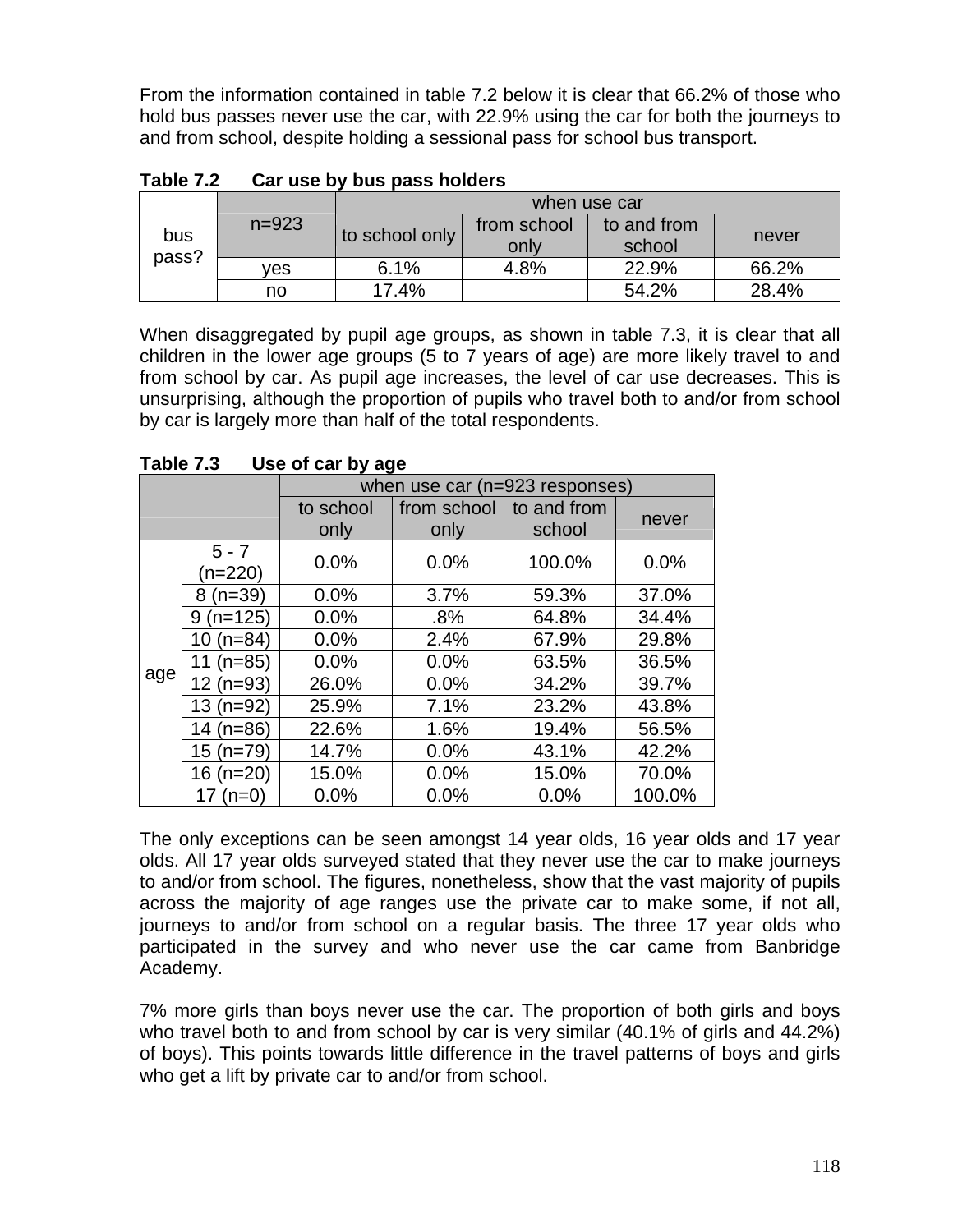From the information contained in table 7.2 below it is clear that 66.2% of those who hold bus passes never use the car, with 22.9% using the car for both the journeys to and from school, despite holding a sessional pass for school bus transport.

**Table 7.2 Car use by bus pass holders**

| | n=923 | when use car | | | |
|---|---|---|---|---|---|
| | | to school only | from school only | to and from school | never |
| bus pass? | yes | 6.1% | 4.8% | 22.9% | 66.2% |
| | no | 17.4% | | 54.2% | 28.4% |

When disaggregated by pupil age groups, as shown in table 7.3, it is clear that all children in the lower age groups (5 to 7 years of age) are more likely travel to and from school by car. As pupil age increases, the level of car use decreases. This is unsurprising, although the proportion of pupils who travel both to and/or from school by car is largely more than half of the total respondents.

**Table 7.3 Use of car by age**

| | | when use car (n=923 responses) | | | |
|---|---|---|---|---|---|
| | | to school only | from school only | to and from school | never |
| age | 5 - 7 (n=220) | 0.0% | 0.0% | 100.0% | 0.0% |
| | 8 (n=39) | 0.0% | 3.7% | 59.3% | 37.0% |
| | 9 (n=125) | 0.0% | .8% | 64.8% | 34.4% |
| | 10 (n=84) | 0.0% | 2.4% | 67.9% | 29.8% |
| | 11 (n=85) | 0.0% | 0.0% | 63.5% | 36.5% |
| | 12 (n=93) | 26.0% | 0.0% | 34.2% | 39.7% |
| | 13 (n=92) | 25.9% | 7.1% | 23.2% | 43.8% |
| | 14 (n=86) | 22.6% | 1.6% | 19.4% | 56.5% |
| | 15 (n=79) | 14.7% | 0.0% | 43.1% | 42.2% |
| | 16 (n=20) | 15.0% | 0.0% | 15.0% | 70.0% |
| | 17 (n=0) | 0.0% | 0.0% | 0.0% | 100.0% |

The only exceptions can be seen amongst 14 year olds, 16 year olds and 17 year olds. All 17 year olds surveyed stated that they never use the car to make journeys to and/or from school. The figures, nonetheless, show that the vast majority of pupils across the majority of age ranges use the private car to make some, if not all, journeys to and/or from school on a regular basis. The three 17 year olds who participated in the survey and who never use the car came from Banbridge Academy.

7% more girls than boys never use the car. The proportion of both girls and boys who travel both to and from school by car is very similar (40.1% of girls and 44.2%) of boys). This points towards little difference in the travel patterns of boys and girls who get a lift by private car to and/or from school.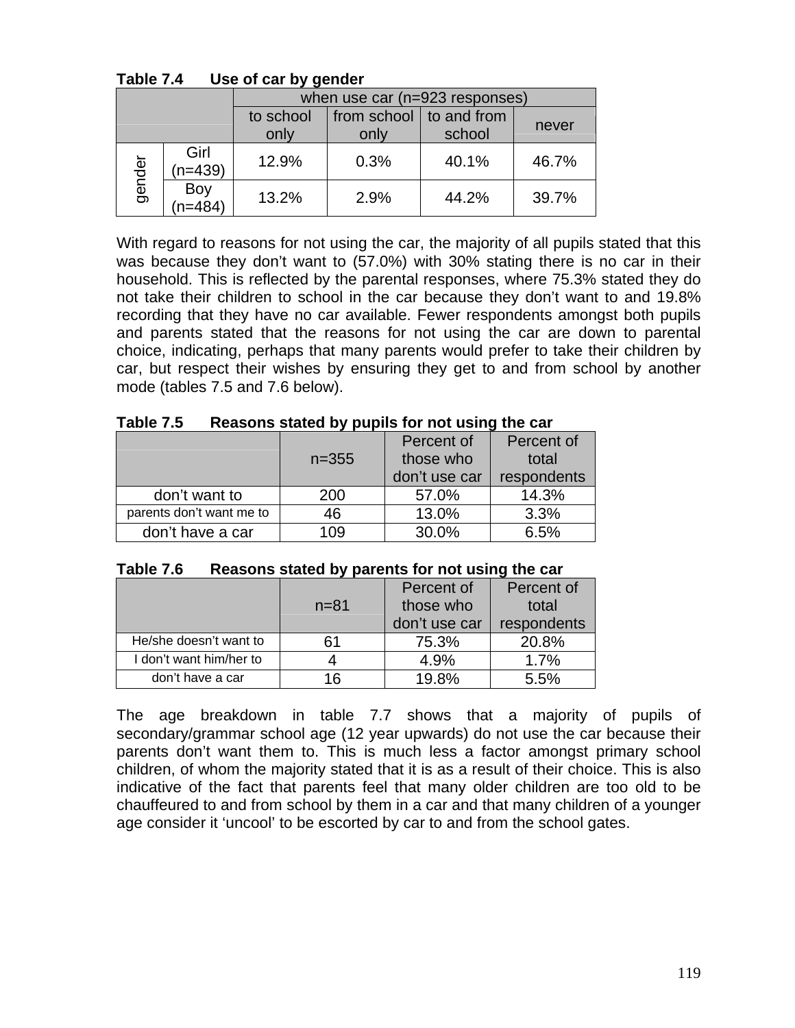**Table 7.4 Use of car by gender**

| | | when use car (n=923 responses) | | | |
|---|---|---|---|---|---|
| | | to school only | from school only | to and from school | never |
| gender | Girl (n=439) | 12.9% | 0.3% | 40.1% | 46.7% |
| | Boy (n=484) | 13.2% | 2.9% | 44.2% | 39.7% |

With regard to reasons for not using the car, the majority of all pupils stated that this was because they don't want to (57.0%) with 30% stating there is no car in their household. This is reflected by the parental responses, where 75.3% stated they do not take their children to school in the car because they don't want to and 19.8% recording that they have no car available. Fewer respondents amongst both pupils and parents stated that the reasons for not using the car are down to parental choice, indicating, perhaps that many parents would prefer to take their children by car, but respect their wishes by ensuring they get to and from school by another mode (tables 7.5 and 7.6 below).

**Table 7.5 Reasons stated by pupils for not using the car**

| | n=355 | Percent of those who don't use car | Percent of total respondents |
|---|---|---|---|
| don't want to | 200 | 57.0% | 14.3% |
| parents don't want me to | 46 | 13.0% | 3.3% |
| don't have a car | 109 | 30.0% | 6.5% |

**Table 7.6 Reasons stated by parents for not using the car**

| | n=81 | Percent of those who don't use car | Percent of total respondents |
|---|---|---|---|
| He/she doesn't want to | 61 | 75.3% | 20.8% |
| I don't want him/her to | 4 | 4.9% | 1.7% |
| don't have a car | 16 | 19.8% | 5.5% |

The age breakdown in table 7.7 shows that a majority of pupils of secondary/grammar school age (12 year upwards) do not use the car because their parents don't want them to. This is much less a factor amongst primary school children, of whom the majority stated that it is as a result of their choice. This is also indicative of the fact that parents feel that many older children are too old to be chauffeured to and from school by them in a car and that many children of a younger age consider it 'uncool' to be escorted by car to and from the school gates.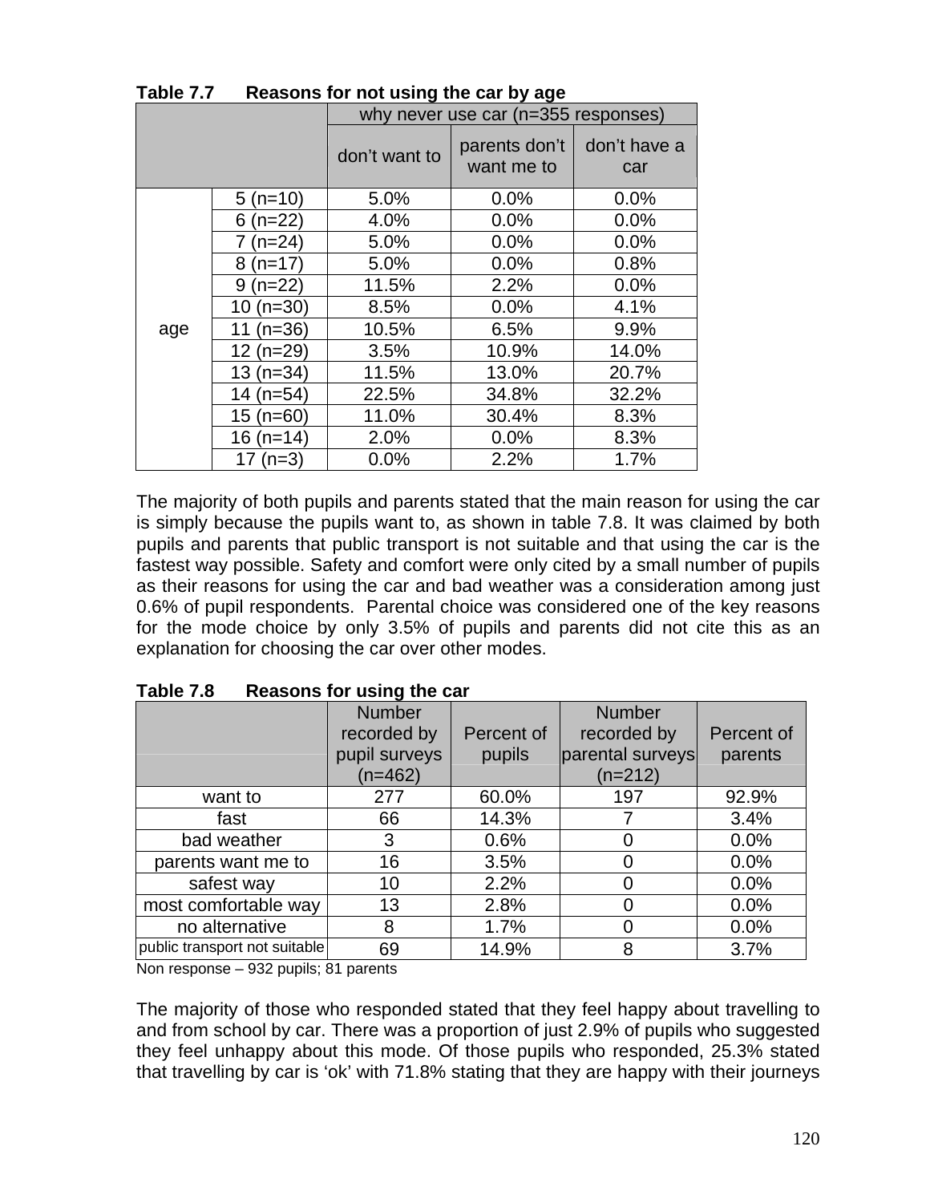**Table 7.7 Reasons for not using the car by age**

| | | why never use car (n=355 responses) | | |
|---|---|---|---|---|
| | | don't want to | parents don't want me to | don't have a car |
| age | 5 (n=10) | 5.0% | 0.0% | 0.0% |
| | 6 (n=22) | 4.0% | 0.0% | 0.0% |
| | 7 (n=24) | 5.0% | 0.0% | 0.0% |
| | 8 (n=17) | 5.0% | 0.0% | 0.8% |
| | 9 (n=22) | 11.5% | 2.2% | 0.0% |
| | 10 (n=30) | 8.5% | 0.0% | 4.1% |
| | 11 (n=36) | 10.5% | 6.5% | 9.9% |
| | 12 (n=29) | 3.5% | 10.9% | 14.0% |
| | 13 (n=34) | 11.5% | 13.0% | 20.7% |
| | 14 (n=54) | 22.5% | 34.8% | 32.2% |
| | 15 (n=60) | 11.0% | 30.4% | 8.3% |
| | 16 (n=14) | 2.0% | 0.0% | 8.3% |
| | 17 (n=3) | 0.0% | 2.2% | 1.7% |

The majority of both pupils and parents stated that the main reason for using the car is simply because the pupils want to, as shown in table 7.8. It was claimed by both pupils and parents that public transport is not suitable and that using the car is the fastest way possible. Safety and comfort were only cited by a small number of pupils as their reasons for using the car and bad weather was a consideration among just 0.6% of pupil respondents. Parental choice was considered one of the key reasons for the mode choice by only 3.5% of pupils and parents did not cite this as an explanation for choosing the car over other modes.

**Table 7.8 Reasons for using the car**

| | Number recorded by pupil surveys (n=462) | Percent of pupils | Number recorded by parental surveys (n=212) | Percent of parents |
|---|---|---|---|---|
| want to | 277 | 60.0% | 197 | 92.9% |
| fast | 66 | 14.3% | 7 | 3.4% |
| bad weather | 3 | 0.6% | 0 | 0.0% |
| parents want me to | 16 | 3.5% | 0 | 0.0% |
| safest way | 10 | 2.2% | 0 | 0.0% |
| most comfortable way | 13 | 2.8% | 0 | 0.0% |
| no alternative | 8 | 1.7% | 0 | 0.0% |
| public transport not suitable | 69 | 14.9% | 8 | 3.7% |

Non response – 932 pupils; 81 parents

The majority of those who responded stated that they feel happy about travelling to and from school by car. There was a proportion of just 2.9% of pupils who suggested they feel unhappy about this mode. Of those pupils who responded, 25.3% stated that travelling by car is 'ok' with 71.8% stating that they are happy with their journeys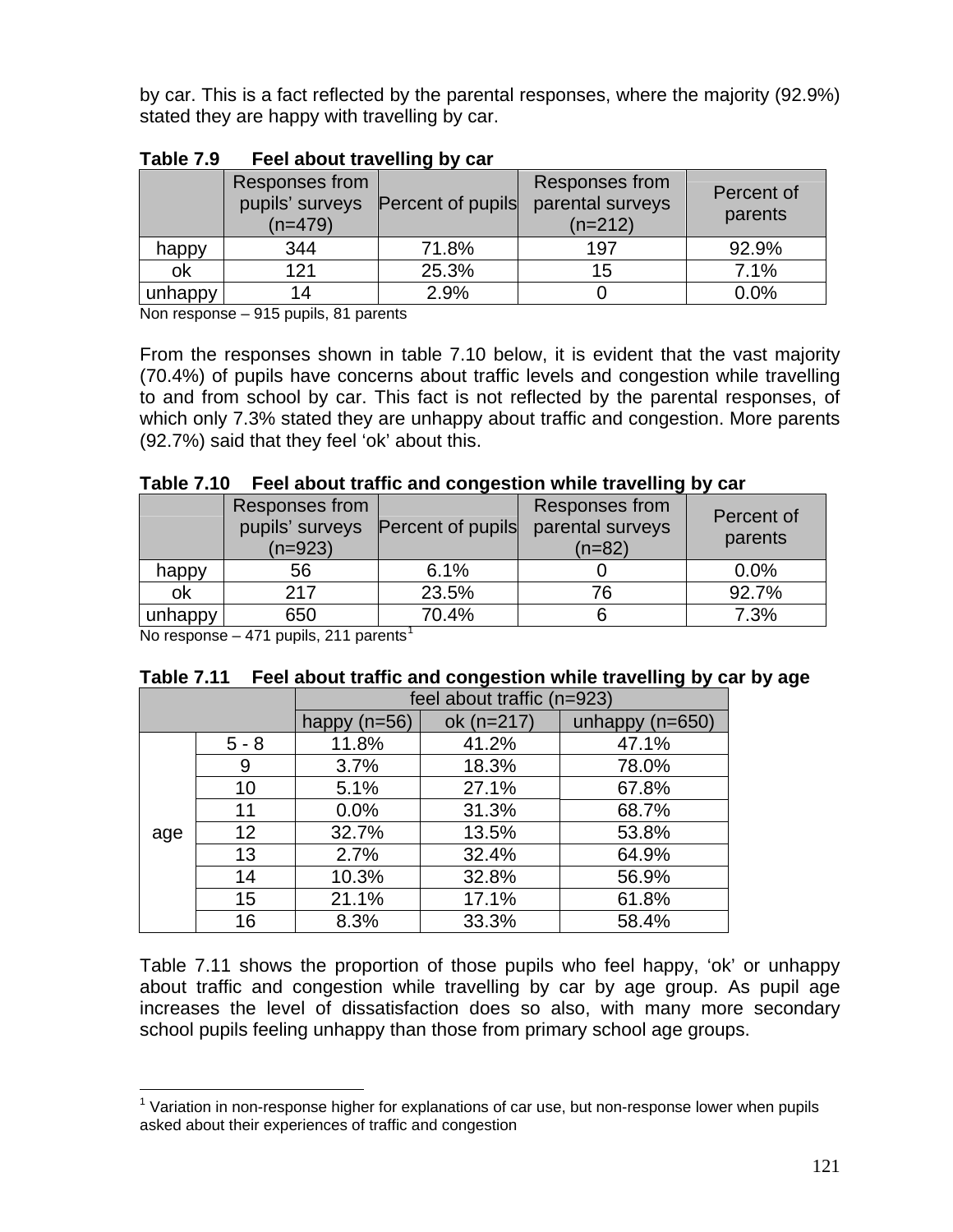by car. This is a fact reflected by the parental responses, where the majority (92.9%) stated they are happy with travelling by car.

**Table 7.9 Feel about travelling by car**

| | Responses from pupils' surveys (n=479) | Percent of pupils | Responses from parental surveys (n=212) | Percent of parents |
|---|---|---|---|---|
| happy | 344 | 71.8% | 197 | 92.9% |
| ok | 121 | 25.3% | 15 | 7.1% |
| unhappy | 14 | 2.9% | 0 | 0.0% |

Non response – 915 pupils, 81 parents

From the responses shown in table 7.10 below, it is evident that the vast majority (70.4%) of pupils have concerns about traffic levels and congestion while travelling to and from school by car. This fact is not reflected by the parental responses, of which only 7.3% stated they are unhappy about traffic and congestion. More parents (92.7%) said that they feel 'ok' about this.

**Table 7.10 Feel about traffic and congestion while travelling by car**

| | Responses from pupils' surveys (n=923) | Percent of pupils | Responses from parental surveys (n=82) | Percent of parents |
|---|---|---|---|---|
| happy | 56 | 6.1% | 0 | 0.0% |
| ok | 217 | 23.5% | 76 | 92.7% |
| unhappy | 650 | 70.4% | 6 | 7.3% |

No response – 471 pupils, 211 parents[1]

**Table 7.11 Feel about traffic and congestion while travelling by car by age**

| | | feel about traffic (n=923) | | |
|---|---|---|---|---|
| | | happy (n=56) | ok (n=217) | unhappy (n=650) |
| age | 5 - 8 | 11.8% | 41.2% | 47.1% |
| | 9 | 3.7% | 18.3% | 78.0% |
| | 10 | 5.1% | 27.1% | 67.8% |
| | 11 | 0.0% | 31.3% | 68.7% |
| | 12 | 32.7% | 13.5% | 53.8% |
| | 13 | 2.7% | 32.4% | 64.9% |
| | 14 | 10.3% | 32.8% | 56.9% |
| | 15 | 21.1% | 17.1% | 61.8% |
| | 16 | 8.3% | 33.3% | 58.4% |

Table 7.11 shows the proportion of those pupils who feel happy, 'ok' or unhappy about traffic and congestion while travelling by car by age group. As pupil age increases the level of dissatisfaction does so also, with many more secondary school pupils feeling unhappy than those from primary school age groups.

[1] Variation in non-response higher for explanations of car use, but non-response lower when pupils asked about their experiences of traffic and congestion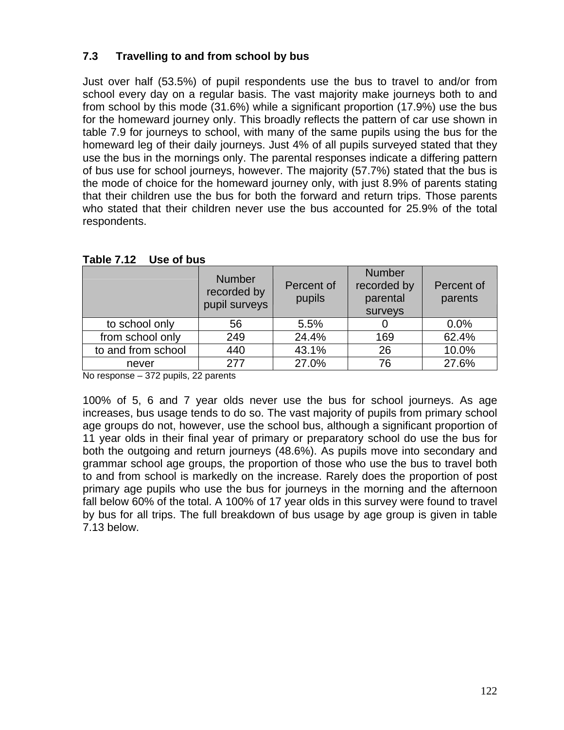### 7.3 Travelling to and from school by bus

Just over half (53.5%) of pupil respondents use the bus to travel to and/or from school every day on a regular basis. The vast majority make journeys both to and from school by this mode (31.6%) while a significant proportion (17.9%) use the bus for the homeward journey only. This broadly reflects the pattern of car use shown in table 7.9 for journeys to school, with many of the same pupils using the bus for the homeward leg of their daily journeys. Just 4% of all pupils surveyed stated that they use the bus in the mornings only. The parental responses indicate a differing pattern of bus use for school journeys, however. The majority (57.7%) stated that the bus is the mode of choice for the homeward journey only, with just 8.9% of parents stating that their children use the bus for both the forward and return trips. Those parents who stated that their children never use the bus accounted for 25.9% of the total respondents.

**Table 7.12 Use of bus**

| | Number recorded by pupil surveys | Percent of pupils | Number recorded by parental surveys | Percent of parents |
|---|---|---|---|---|
| to school only | 56 | 5.5% | 0 | 0.0% |
| from school only | 249 | 24.4% | 169 | 62.4% |
| to and from school | 440 | 43.1% | 26 | 10.0% |
| never | 277 | 27.0% | 76 | 27.6% |

No response – 372 pupils, 22 parents

100% of 5, 6 and 7 year olds never use the bus for school journeys. As age increases, bus usage tends to do so. The vast majority of pupils from primary school age groups do not, however, use the school bus, although a significant proportion of 11 year olds in their final year of primary or preparatory school do use the bus for both the outgoing and return journeys (48.6%). As pupils move into secondary and grammar school age groups, the proportion of those who use the bus to travel both to and from school is markedly on the increase. Rarely does the proportion of post primary age pupils who use the bus for journeys in the morning and the afternoon fall below 60% of the total. A 100% of 17 year olds in this survey were found to travel by bus for all trips. The full breakdown of bus usage by age group is given in table 7.13 below.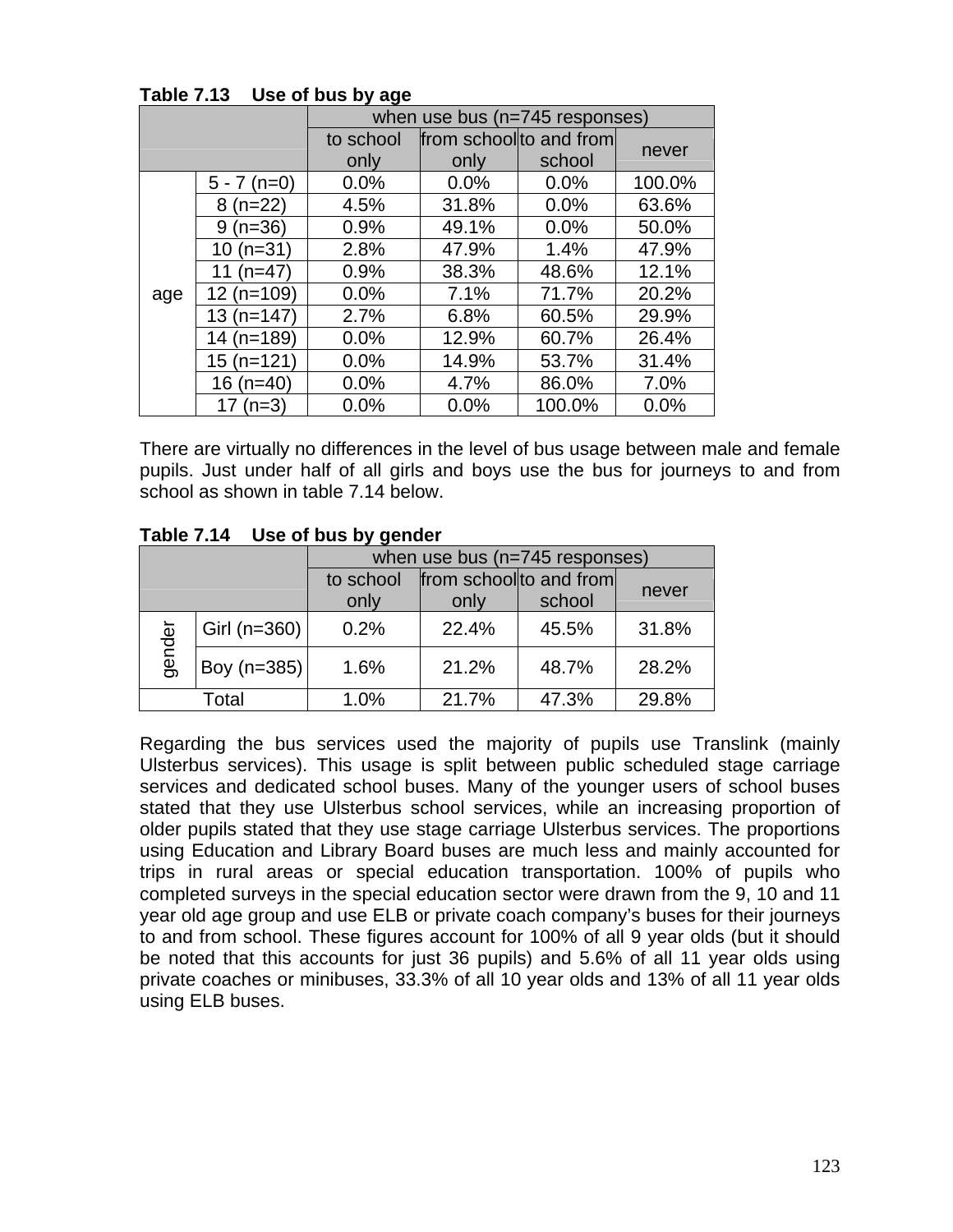**Table 7.13 Use of bus by age**

| | | when use bus (n=745 responses) | | | |
|---|---|---|---|---|---|
| | | to school only | from school only | to and from school | never |
| age | 5 - 7 (n=0) | 0.0% | 0.0% | 0.0% | 100.0% |
| | 8 (n=22) | 4.5% | 31.8% | 0.0% | 63.6% |
| | 9 (n=36) | 0.9% | 49.1% | 0.0% | 50.0% |
| | 10 (n=31) | 2.8% | 47.9% | 1.4% | 47.9% |
| | 11 (n=47) | 0.9% | 38.3% | 48.6% | 12.1% |
| | 12 (n=109) | 0.0% | 7.1% | 71.7% | 20.2% |
| | 13 (n=147) | 2.7% | 6.8% | 60.5% | 29.9% |
| | 14 (n=189) | 0.0% | 12.9% | 60.7% | 26.4% |
| | 15 (n=121) | 0.0% | 14.9% | 53.7% | 31.4% |
| | 16 (n=40) | 0.0% | 4.7% | 86.0% | 7.0% |
| | 17 (n=3) | 0.0% | 0.0% | 100.0% | 0.0% |

There are virtually no differences in the level of bus usage between male and female pupils. Just under half of all girls and boys use the bus for journeys to and from school as shown in table 7.14 below.

**Table 7.14 Use of bus by gender**

| | | when use bus (n=745 responses) | | | |
|---|---|---|---|---|---|
| | | to school only | from school only | to and from school | never |
| gender | Girl (n=360) | 0.2% | 22.4% | 45.5% | 31.8% |
| | Boy (n=385) | 1.6% | 21.2% | 48.7% | 28.2% |
| Total | | 1.0% | 21.7% | 47.3% | 29.8% |

Regarding the bus services used the majority of pupils use Translink (mainly Ulsterbus services). This usage is split between public scheduled stage carriage services and dedicated school buses. Many of the younger users of school buses stated that they use Ulsterbus school services, while an increasing proportion of older pupils stated that they use stage carriage Ulsterbus services. The proportions using Education and Library Board buses are much less and mainly accounted for trips in rural areas or special education transportation. 100% of pupils who completed surveys in the special education sector were drawn from the 9, 10 and 11 year old age group and use ELB or private coach company's buses for their journeys to and from school. These figures account for 100% of all 9 year olds (but it should be noted that this accounts for just 36 pupils) and 5.6% of all 11 year olds using private coaches or minibuses, 33.3% of all 10 year olds and 13% of all 11 year olds using ELB buses.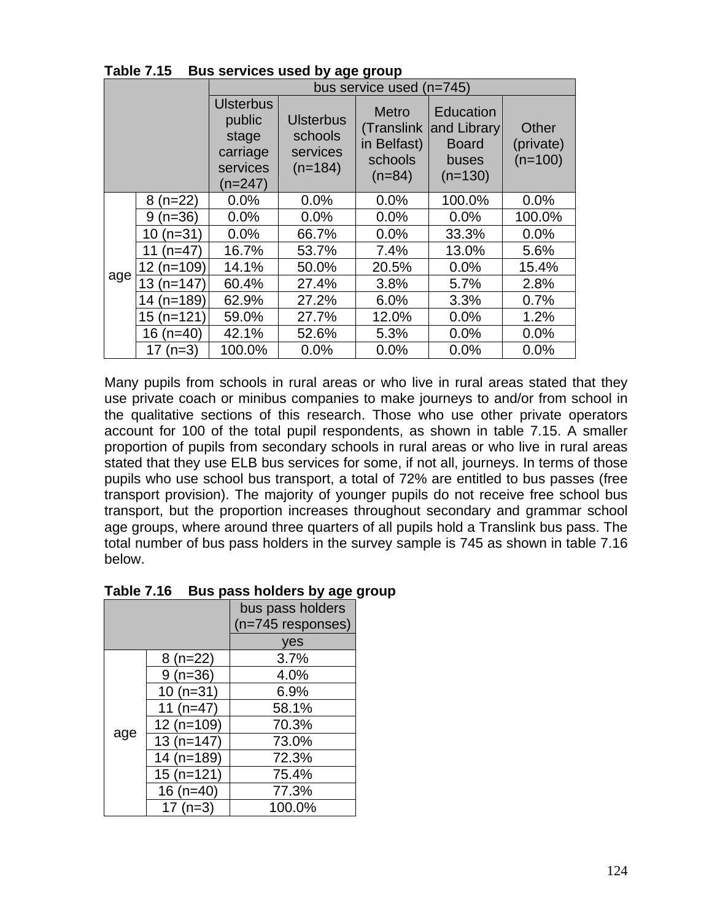**Table 7.15 Bus services used by age group**

| | | bus service used (n=745) | | | | |
|---|---|---|---|---|---|---|
| | | Ulsterbus public stage carriage services (n=247) | Ulsterbus schools services (n=184) | Metro (Translink in Belfast) schools (n=84) | Education and Library Board buses (n=130) | Other (private) (n=100) |
| age | 8 (n=22) | 0.0% | 0.0% | 0.0% | 100.0% | 0.0% |
| | 9 (n=36) | 0.0% | 0.0% | 0.0% | 0.0% | 100.0% |
| | 10 (n=31) | 0.0% | 66.7% | 0.0% | 33.3% | 0.0% |
| | 11 (n=47) | 16.7% | 53.7% | 7.4% | 13.0% | 5.6% |
| | 12 (n=109) | 14.1% | 50.0% | 20.5% | 0.0% | 15.4% |
| | 13 (n=147) | 60.4% | 27.4% | 3.8% | 5.7% | 2.8% |
| | 14 (n=189) | 62.9% | 27.2% | 6.0% | 3.3% | 0.7% |
| | 15 (n=121) | 59.0% | 27.7% | 12.0% | 0.0% | 1.2% |
| | 16 (n=40) | 42.1% | 52.6% | 5.3% | 0.0% | 0.0% |
| | 17 (n=3) | 100.0% | 0.0% | 0.0% | 0.0% | 0.0% |

Many pupils from schools in rural areas or who live in rural areas stated that they use private coach or minibus companies to make journeys to and/or from school in the qualitative sections of this research. Those who use other private operators account for 100 of the total pupil respondents, as shown in table 7.15. A smaller proportion of pupils from secondary schools in rural areas or who live in rural areas stated that they use ELB bus services for some, if not all, journeys. In terms of those pupils who use school bus transport, a total of 72% are entitled to bus passes (free transport provision). The majority of younger pupils do not receive free school bus transport, but the proportion increases throughout secondary and grammar school age groups, where around three quarters of all pupils hold a Translink bus pass. The total number of bus pass holders in the survey sample is 745 as shown in table 7.16 below.

**Table 7.16 Bus pass holders by age group**

| | | bus pass holders (n=745 responses) |
|---|---|---|
| | | yes |
| age | 8 (n=22) | 3.7% |
| | 9 (n=36) | 4.0% |
| | 10 (n=31) | 6.9% |
| | 11 (n=47) | 58.1% |
| | 12 (n=109) | 70.3% |
| | 13 (n=147) | 73.0% |
| | 14 (n=189) | 72.3% |
| | 15 (n=121) | 75.4% |
| | 16 (n=40) | 77.3% |
| | 17 (n=3) | 100.0% |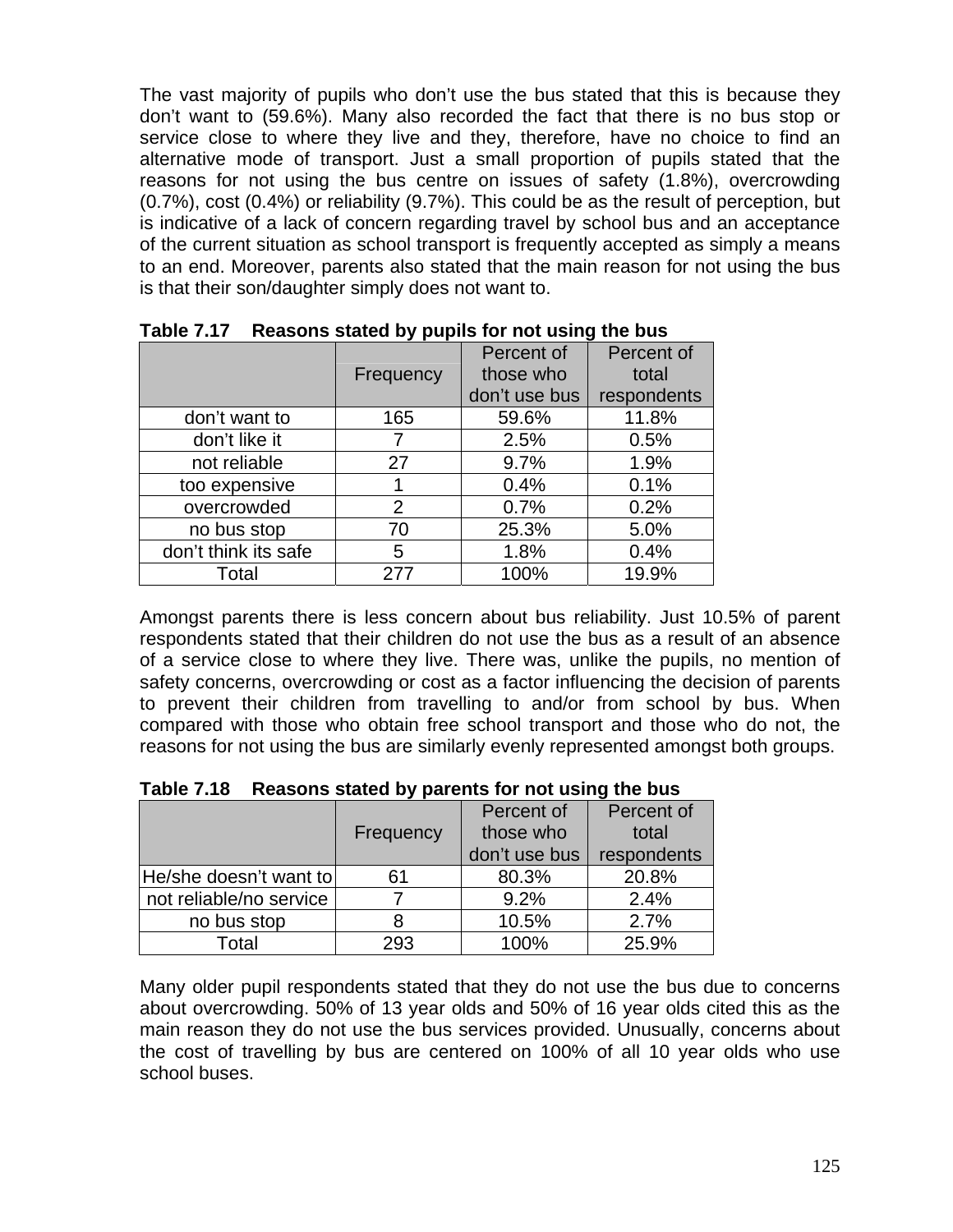The vast majority of pupils who don't use the bus stated that this is because they don't want to (59.6%). Many also recorded the fact that there is no bus stop or service close to where they live and they, therefore, have no choice to find an alternative mode of transport. Just a small proportion of pupils stated that the reasons for not using the bus centre on issues of safety (1.8%), overcrowding (0.7%), cost (0.4%) or reliability (9.7%). This could be as the result of perception, but is indicative of a lack of concern regarding travel by school bus and an acceptance of the current situation as school transport is frequently accepted as simply a means to an end. Moreover, parents also stated that the main reason for not using the bus is that their son/daughter simply does not want to.

**Table 7.17 Reasons stated by pupils for not using the bus**

| | Frequency | Percent of those who don't use bus | Percent of total respondents |
|---|---|---|---|
| don't want to | 165 | 59.6% | 11.8% |
| don't like it | 7 | 2.5% | 0.5% |
| not reliable | 27 | 9.7% | 1.9% |
| too expensive | 1 | 0.4% | 0.1% |
| overcrowded | 2 | 0.7% | 0.2% |
| no bus stop | 70 | 25.3% | 5.0% |
| don't think its safe | 5 | 1.8% | 0.4% |
| Total | 277 | 100% | 19.9% |

Amongst parents there is less concern about bus reliability. Just 10.5% of parent respondents stated that their children do not use the bus as a result of an absence of a service close to where they live. There was, unlike the pupils, no mention of safety concerns, overcrowding or cost as a factor influencing the decision of parents to prevent their children from travelling to and/or from school by bus. When compared with those who obtain free school transport and those who do not, the reasons for not using the bus are similarly evenly represented amongst both groups.

**Table 7.18 Reasons stated by parents for not using the bus**

| | Frequency | Percent of those who don't use bus | Percent of total respondents |
|---|---|---|---|
| He/she doesn't want to | 61 | 80.3% | 20.8% |
| not reliable/no service | 7 | 9.2% | 2.4% |
| no bus stop | 8 | 10.5% | 2.7% |
| Total | 293 | 100% | 25.9% |

Many older pupil respondents stated that they do not use the bus due to concerns about overcrowding. 50% of 13 year olds and 50% of 16 year olds cited this as the main reason they do not use the bus services provided. Unusually, concerns about the cost of travelling by bus are centered on 100% of all 10 year olds who use school buses.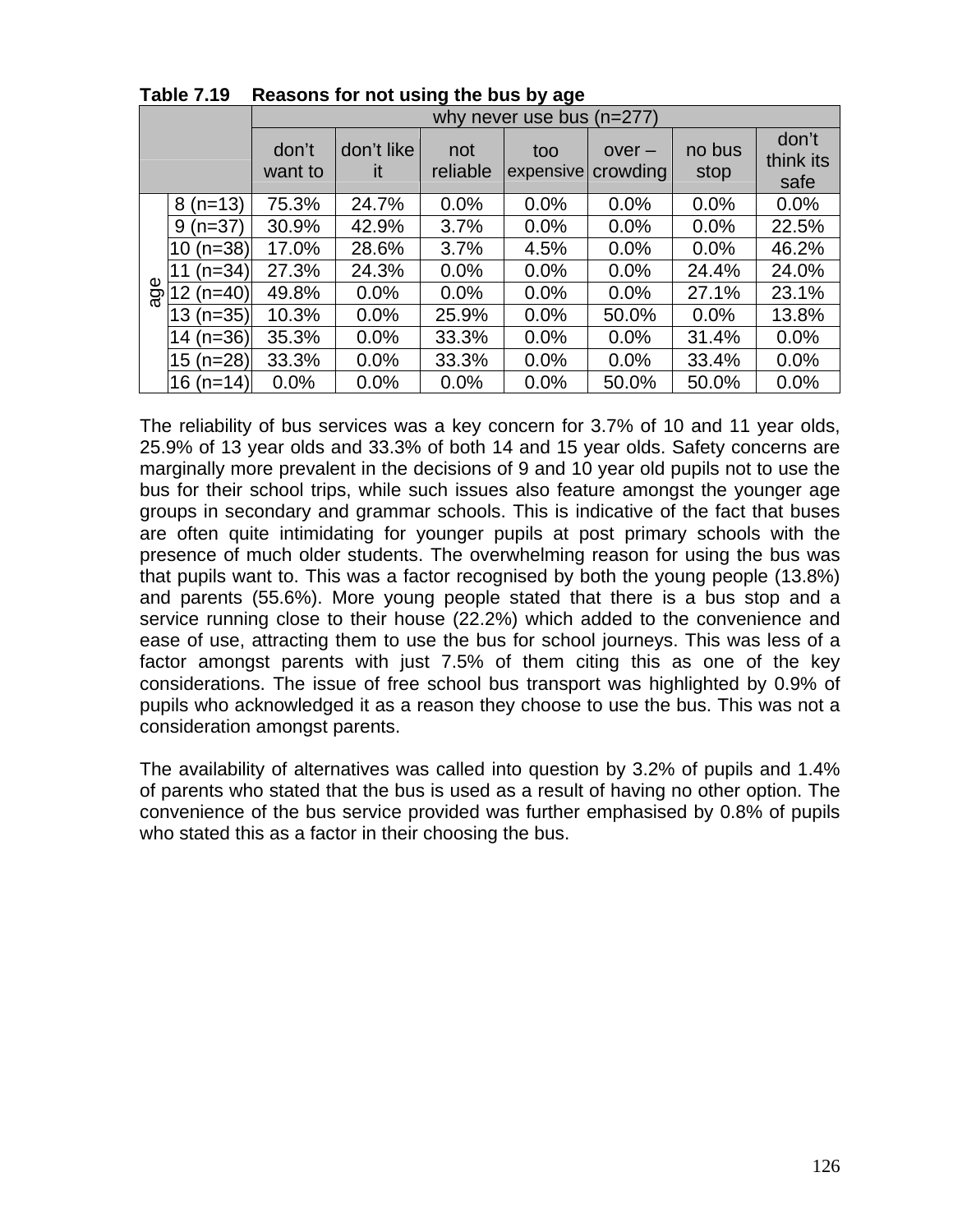**Table 7.19 Reasons for not using the bus by age**

| | | why never use bus (n=277) | | | | | | |
|---|---|---|---|---|---|---|---|---|
| | | don't want to | don't like it | not reliable | too expensive | over – crowding | no bus stop | don't think its safe |
| age | 8 (n=13) | 75.3% | 24.7% | 0.0% | 0.0% | 0.0% | 0.0% | 0.0% |
| | 9 (n=37) | 30.9% | 42.9% | 3.7% | 0.0% | 0.0% | 0.0% | 22.5% |
| | 10 (n=38) | 17.0% | 28.6% | 3.7% | 4.5% | 0.0% | 0.0% | 46.2% |
| | 11 (n=34) | 27.3% | 24.3% | 0.0% | 0.0% | 0.0% | 24.4% | 24.0% |
| | 12 (n=40) | 49.8% | 0.0% | 0.0% | 0.0% | 0.0% | 27.1% | 23.1% |
| | 13 (n=35) | 10.3% | 0.0% | 25.9% | 0.0% | 50.0% | 0.0% | 13.8% |
| | 14 (n=36) | 35.3% | 0.0% | 33.3% | 0.0% | 0.0% | 31.4% | 0.0% |
| | 15 (n=28) | 33.3% | 0.0% | 33.3% | 0.0% | 0.0% | 33.4% | 0.0% |
| | 16 (n=14) | 0.0% | 0.0% | 0.0% | 0.0% | 50.0% | 50.0% | 0.0% |

The reliability of bus services was a key concern for 3.7% of 10 and 11 year olds, 25.9% of 13 year olds and 33.3% of both 14 and 15 year olds. Safety concerns are marginally more prevalent in the decisions of 9 and 10 year old pupils not to use the bus for their school trips, while such issues also feature amongst the younger age groups in secondary and grammar schools. This is indicative of the fact that buses are often quite intimidating for younger pupils at post primary schools with the presence of much older students. The overwhelming reason for using the bus was that pupils want to. This was a factor recognised by both the young people (13.8%) and parents (55.6%). More young people stated that there is a bus stop and a service running close to their house (22.2%) which added to the convenience and ease of use, attracting them to use the bus for school journeys. This was less of a factor amongst parents with just 7.5% of them citing this as one of the key considerations. The issue of free school bus transport was highlighted by 0.9% of pupils who acknowledged it as a reason they choose to use the bus. This was not a consideration amongst parents.

The availability of alternatives was called into question by 3.2% of pupils and 1.4% of parents who stated that the bus is used as a result of having no other option. The convenience of the bus service provided was further emphasised by 0.8% of pupils who stated this as a factor in their choosing the bus.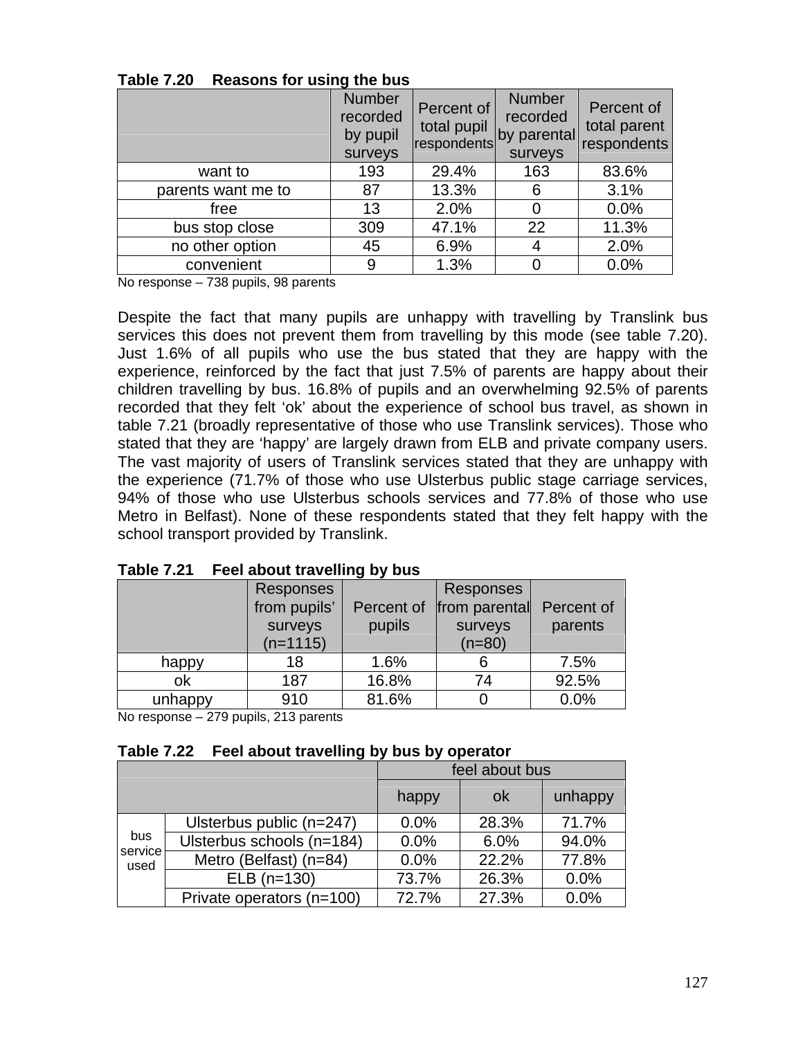**Table 7.20 Reasons for using the bus**

| | Number recorded by pupil surveys | Percent of total pupil respondents | Number recorded by parental surveys | Percent of total parent respondents |
|---|---|---|---|---|
| want to | 193 | 29.4% | 163 | 83.6% |
| parents want me to | 87 | 13.3% | 6 | 3.1% |
| free | 13 | 2.0% | 0 | 0.0% |
| bus stop close | 309 | 47.1% | 22 | 11.3% |
| no other option | 45 | 6.9% | 4 | 2.0% |
| convenient | 9 | 1.3% | 0 | 0.0% |

No response – 738 pupils, 98 parents

Despite the fact that many pupils are unhappy with travelling by Translink bus services this does not prevent them from travelling by this mode (see table 7.20). Just 1.6% of all pupils who use the bus stated that they are happy with the experience, reinforced by the fact that just 7.5% of parents are happy about their children travelling by bus. 16.8% of pupils and an overwhelming 92.5% of parents recorded that they felt 'ok' about the experience of school bus travel, as shown in table 7.21 (broadly representative of those who use Translink services). Those who stated that they are 'happy' are largely drawn from ELB and private company users. The vast majority of users of Translink services stated that they are unhappy with the experience (71.7% of those who use Ulsterbus public stage carriage services, 94% of those who use Ulsterbus schools services and 77.8% of those who use Metro in Belfast). None of these respondents stated that they felt happy with the school transport provided by Translink.

**Table 7.21 Feel about travelling by bus**

| | Responses from pupils' surveys (n=1115) | Percent of pupils | Responses from parental surveys (n=80) | Percent of parents |
|---|---|---|---|---|
| happy | 18 | 1.6% | 6 | 7.5% |
| ok | 187 | 16.8% | 74 | 92.5% |
| unhappy | 910 | 81.6% | 0 | 0.0% |

No response – 279 pupils, 213 parents

**Table 7.22 Feel about travelling by bus by operator**

| | | feel about bus | | |
|---|---|---|---|---|
| | | happy | ok | unhappy |
| bus service used | Ulsterbus public (n=247) | 0.0% | 28.3% | 71.7% |
| | Ulsterbus schools (n=184) | 0.0% | 6.0% | 94.0% |
| | Metro (Belfast) (n=84) | 0.0% | 22.2% | 77.8% |
| | ELB (n=130) | 73.7% | 26.3% | 0.0% |
| | Private operators (n=100) | 72.7% | 27.3% | 0.0% |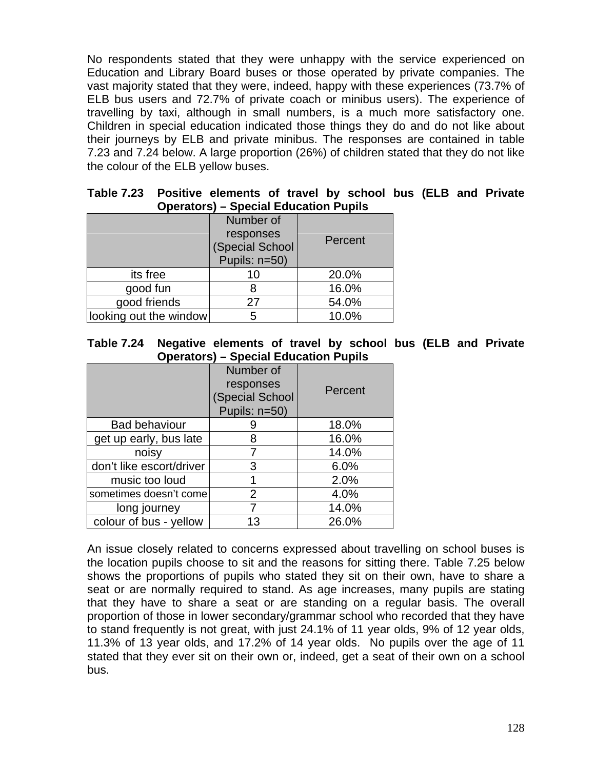No respondents stated that they were unhappy with the service experienced on Education and Library Board buses or those operated by private companies. The vast majority stated that they were, indeed, happy with these experiences (73.7% of ELB bus users and 72.7% of private coach or minibus users). The experience of travelling by taxi, although in small numbers, is a much more satisfactory one. Children in special education indicated those things they do and do not like about their journeys by ELB and private minibus. The responses are contained in table 7.23 and 7.24 below. A large proportion (26%) of children stated that they do not like the colour of the ELB yellow buses.

**Table 7.23 Positive elements of travel by school bus (ELB and Private Operators) – Special Education Pupils**

| | Number of responses (Special School Pupils: n=50) | Percent |
|---|---|---|
| its free | 10 | 20.0% |
| good fun | 8 | 16.0% |
| good friends | 27 | 54.0% |
| looking out the window | 5 | 10.0% |

**Table 7.24 Negative elements of travel by school bus (ELB and Private Operators) – Special Education Pupils**

| | Number of responses (Special School Pupils: n=50) | Percent |
|---|---|---|
| Bad behaviour | 9 | 18.0% |
| get up early, bus late | 8 | 16.0% |
| noisy | 7 | 14.0% |
| don't like escort/driver | 3 | 6.0% |
| music too loud | 1 | 2.0% |
| sometimes doesn't come | 2 | 4.0% |
| long journey | 7 | 14.0% |
| colour of bus - yellow | 13 | 26.0% |

An issue closely related to concerns expressed about travelling on school buses is the location pupils choose to sit and the reasons for sitting there. Table 7.25 below shows the proportions of pupils who stated they sit on their own, have to share a seat or are normally required to stand. As age increases, many pupils are stating that they have to share a seat or are standing on a regular basis. The overall proportion of those in lower secondary/grammar school who recorded that they have to stand frequently is not great, with just 24.1% of 11 year olds, 9% of 12 year olds, 11.3% of 13 year olds, and 17.2% of 14 year olds. No pupils over the age of 11 stated that they ever sit on their own or, indeed, get a seat of their own on a school bus.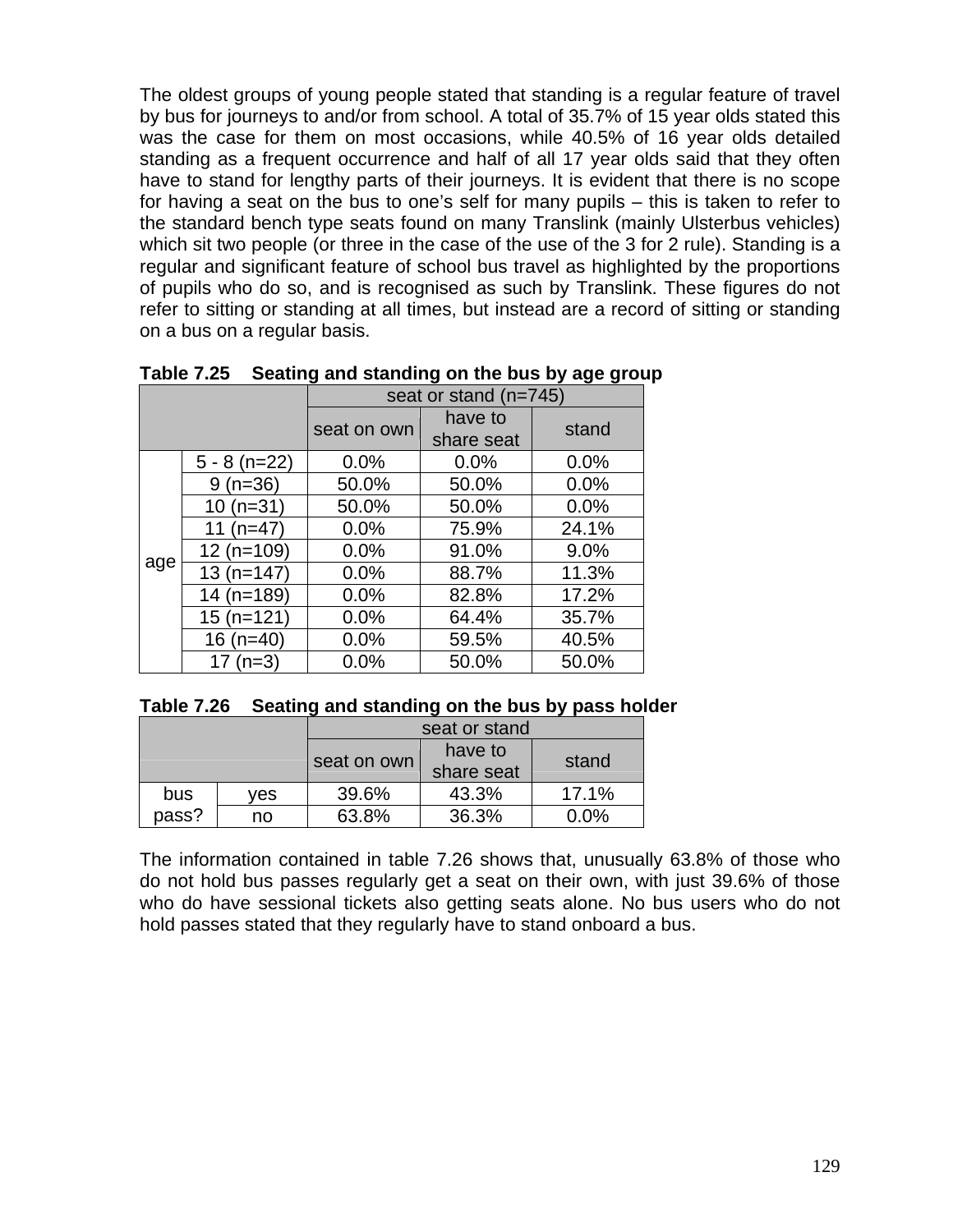The oldest groups of young people stated that standing is a regular feature of travel by bus for journeys to and/or from school. A total of 35.7% of 15 year olds stated this was the case for them on most occasions, while 40.5% of 16 year olds detailed standing as a frequent occurrence and half of all 17 year olds said that they often have to stand for lengthy parts of their journeys. It is evident that there is no scope for having a seat on the bus to one's self for many pupils – this is taken to refer to the standard bench type seats found on many Translink (mainly Ulsterbus vehicles) which sit two people (or three in the case of the use of the 3 for 2 rule). Standing is a regular and significant feature of school bus travel as highlighted by the proportions of pupils who do so, and is recognised as such by Translink. These figures do not refer to sitting or standing at all times, but instead are a record of sitting or standing on a bus on a regular basis.

**Table 7.25 Seating and standing on the bus by age group**

| | | seat or stand (n=745) | | |
|---|---|---|---|---|
| | | seat on own | have to share seat | stand |
| age | 5 - 8 (n=22) | 0.0% | 0.0% | 0.0% |
| | 9 (n=36) | 50.0% | 50.0% | 0.0% |
| | 10 (n=31) | 50.0% | 50.0% | 0.0% |
| | 11 (n=47) | 0.0% | 75.9% | 24.1% |
| | 12 (n=109) | 0.0% | 91.0% | 9.0% |
| | 13 (n=147) | 0.0% | 88.7% | 11.3% |
| | 14 (n=189) | 0.0% | 82.8% | 17.2% |
| | 15 (n=121) | 0.0% | 64.4% | 35.7% |
| | 16 (n=40) | 0.0% | 59.5% | 40.5% |
| | 17 (n=3) | 0.0% | 50.0% | 50.0% |

**Table 7.26 Seating and standing on the bus by pass holder**

| | | seat or stand | | |
|---|---|---|---|---|
| | | seat on own | have to share seat | stand |
| bus pass? | yes | 39.6% | 43.3% | 17.1% |
| | no | 63.8% | 36.3% | 0.0% |

The information contained in table 7.26 shows that, unusually 63.8% of those who do not hold bus passes regularly get a seat on their own, with just 39.6% of those who do have sessional tickets also getting seats alone. No bus users who do not hold passes stated that they regularly have to stand onboard a bus.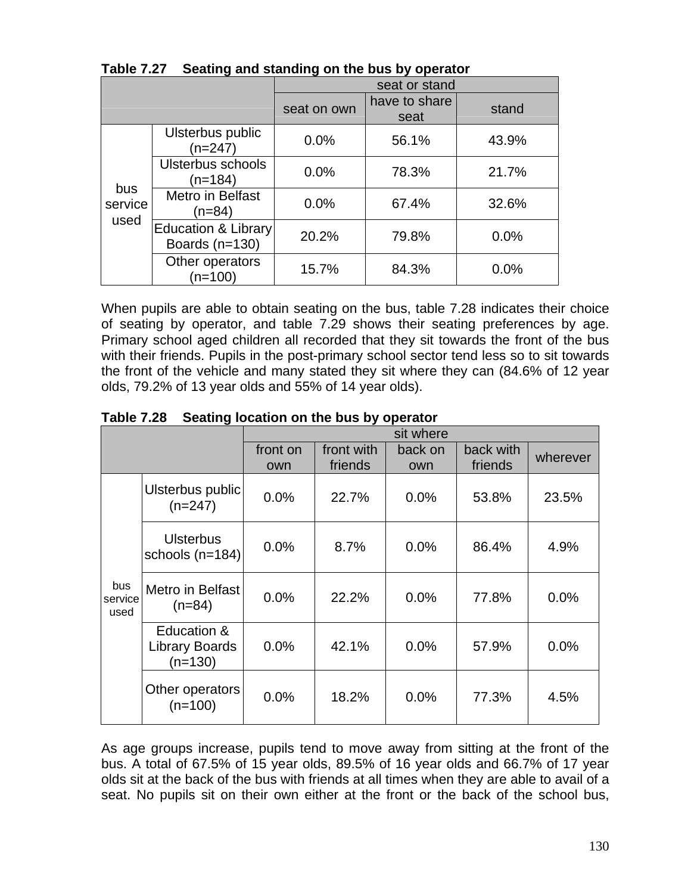**Table 7.27 Seating and standing on the bus by operator**

| | | seat or stand | | |
|---|---|---|---|---|
| | | seat on own | have to share seat | stand |
| bus service used | Ulsterbus public (n=247) | 0.0% | 56.1% | 43.9% |
| | Ulsterbus schools (n=184) | 0.0% | 78.3% | 21.7% |
| | Metro in Belfast (n=84) | 0.0% | 67.4% | 32.6% |
| | Education & Library Boards (n=130) | 20.2% | 79.8% | 0.0% |
| | Other operators (n=100) | 15.7% | 84.3% | 0.0% |

When pupils are able to obtain seating on the bus, table 7.28 indicates their choice of seating by operator, and table 7.29 shows their seating preferences by age. Primary school aged children all recorded that they sit towards the front of the bus with their friends. Pupils in the post-primary school sector tend less so to sit towards the front of the vehicle and many stated they sit where they can (84.6% of 12 year olds, 79.2% of 13 year olds and 55% of 14 year olds).

**Table 7.28 Seating location on the bus by operator**

| | | sit where | | | | |
|---|---|---|---|---|---|---|
| | | front on own | front with friends | back on own | back with friends | wherever |
| bus service used | Ulsterbus public (n=247) | 0.0% | 22.7% | 0.0% | 53.8% | 23.5% |
| | Ulsterbus schools (n=184) | 0.0% | 8.7% | 0.0% | 86.4% | 4.9% |
| | Metro in Belfast (n=84) | 0.0% | 22.2% | 0.0% | 77.8% | 0.0% |
| | Education & Library Boards (n=130) | 0.0% | 42.1% | 0.0% | 57.9% | 0.0% |
| | Other operators (n=100) | 0.0% | 18.2% | 0.0% | 77.3% | 4.5% |

As age groups increase, pupils tend to move away from sitting at the front of the bus. A total of 67.5% of 15 year olds, 89.5% of 16 year olds and 66.7% of 17 year olds sit at the back of the bus with friends at all times when they are able to avail of a seat. No pupils sit on their own either at the front or the back of the school bus,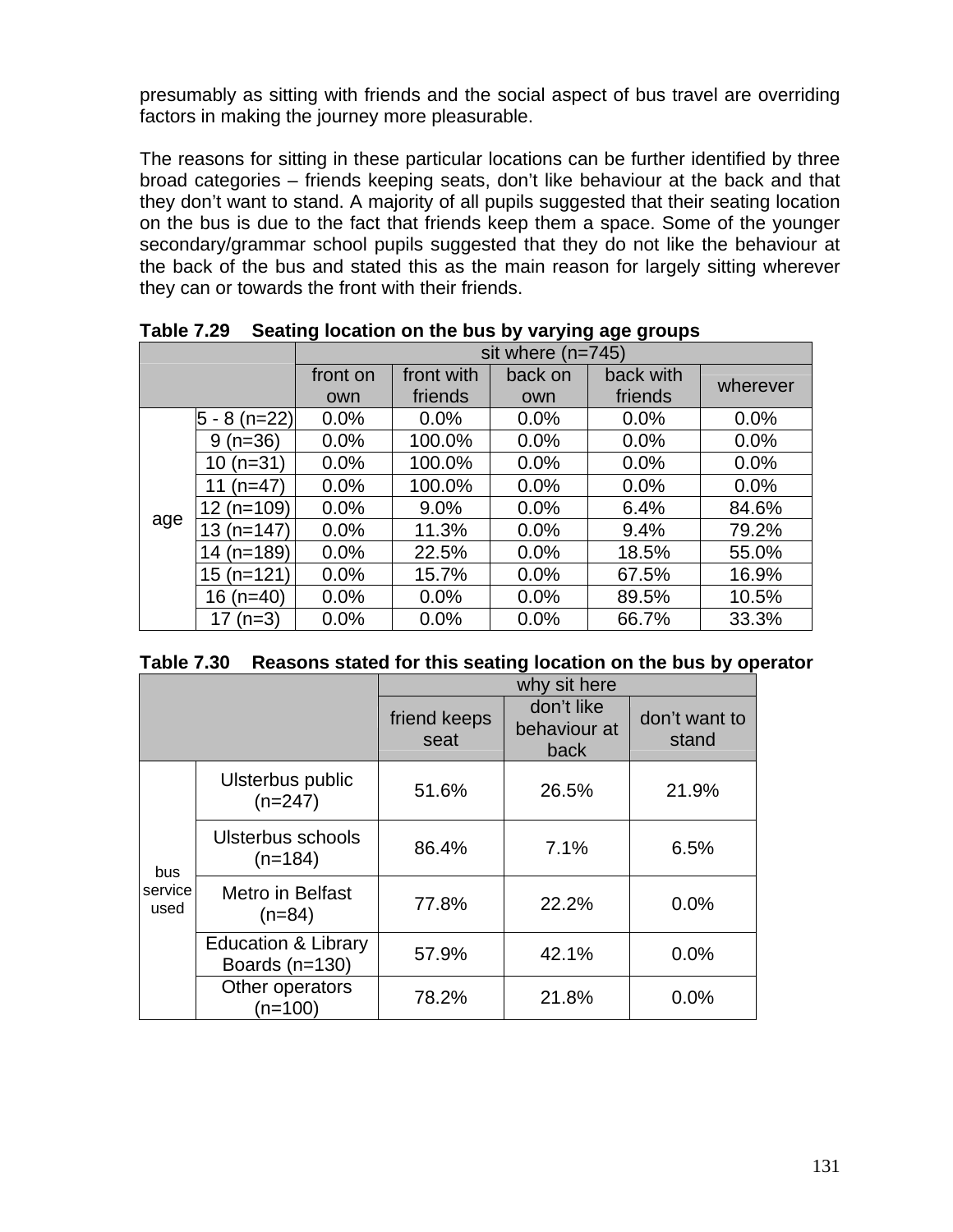presumably as sitting with friends and the social aspect of bus travel are overriding factors in making the journey more pleasurable.

The reasons for sitting in these particular locations can be further identified by three broad categories – friends keeping seats, don't like behaviour at the back and that they don't want to stand. A majority of all pupils suggested that their seating location on the bus is due to the fact that friends keep them a space. Some of the younger secondary/grammar school pupils suggested that they do not like the behaviour at the back of the bus and stated this as the main reason for largely sitting wherever they can or towards the front with their friends.

**Table 7.29 Seating location on the bus by varying age groups**

| | | sit where (n=745) | | | | |
|---|---|---|---|---|---|---|
| | | front on own | front with friends | back on own | back with friends | wherever |
| age | 5 - 8 (n=22) | 0.0% | 0.0% | 0.0% | 0.0% | 0.0% |
| | 9 (n=36) | 0.0% | 100.0% | 0.0% | 0.0% | 0.0% |
| | 10 (n=31) | 0.0% | 100.0% | 0.0% | 0.0% | 0.0% |
| | 11 (n=47) | 0.0% | 100.0% | 0.0% | 0.0% | 0.0% |
| | 12 (n=109) | 0.0% | 9.0% | 0.0% | 6.4% | 84.6% |
| | 13 (n=147) | 0.0% | 11.3% | 0.0% | 9.4% | 79.2% |
| | 14 (n=189) | 0.0% | 22.5% | 0.0% | 18.5% | 55.0% |
| | 15 (n=121) | 0.0% | 15.7% | 0.0% | 67.5% | 16.9% |
| | 16 (n=40) | 0.0% | 0.0% | 0.0% | 89.5% | 10.5% |
| | 17 (n=3) | 0.0% | 0.0% | 0.0% | 66.7% | 33.3% |

**Table 7.30 Reasons stated for this seating location on the bus by operator**

| | | why sit here | | |
|---|---|---|---|---|
| | | friend keeps seat | don't like behaviour at back | don't want to stand |
| bus service used | Ulsterbus public (n=247) | 51.6% | 26.5% | 21.9% |
| | Ulsterbus schools (n=184) | 86.4% | 7.1% | 6.5% |
| | Metro in Belfast (n=84) | 77.8% | 22.2% | 0.0% |
| | Education & Library Boards (n=130) | 57.9% | 42.1% | 0.0% |
| | Other operators (n=100) | 78.2% | 21.8% | 0.0% |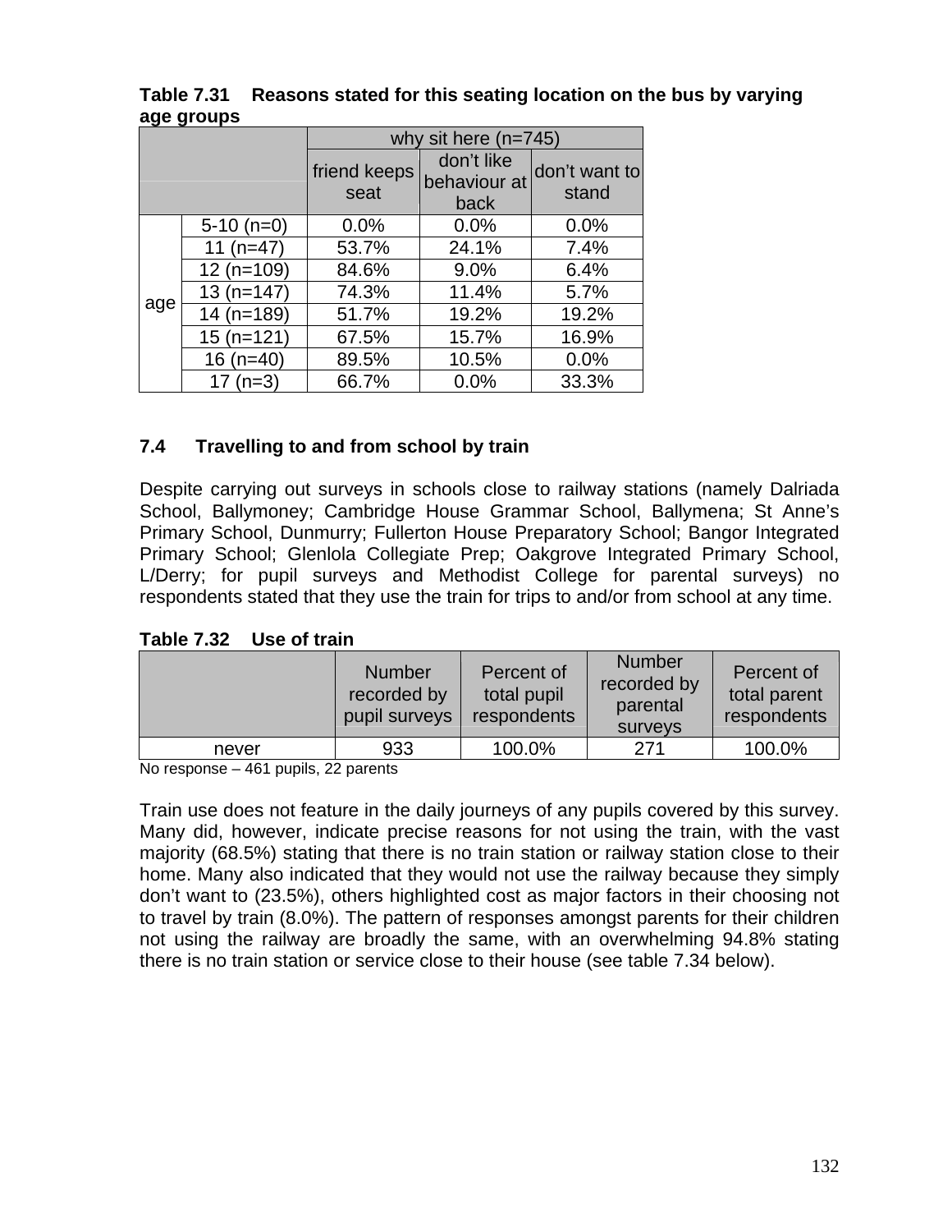**Table 7.31 Reasons stated for this seating location on the bus by varying age groups**

| | | why sit here (n=745) | | |
|---|---|---|---|---|
| | | friend keeps seat | don't like behaviour at back | don't want to stand |
| age | 5-10 (n=0) | 0.0% | 0.0% | 0.0% |
| | 11 (n=47) | 53.7% | 24.1% | 7.4% |
| | 12 (n=109) | 84.6% | 9.0% | 6.4% |
| | 13 (n=147) | 74.3% | 11.4% | 5.7% |
| | 14 (n=189) | 51.7% | 19.2% | 19.2% |
| | 15 (n=121) | 67.5% | 15.7% | 16.9% |
| | 16 (n=40) | 89.5% | 10.5% | 0.0% |
| | 17 (n=3) | 66.7% | 0.0% | 33.3% |

## 7.4 Travelling to and from school by train

Despite carrying out surveys in schools close to railway stations (namely Dalriada School, Ballymoney; Cambridge House Grammar School, Ballymena; St Anne's Primary School, Dunmurry; Fullerton House Preparatory School; Bangor Integrated Primary School; Glenlola Collegiate Prep; Oakgrove Integrated Primary School, L/Derry; for pupil surveys and Methodist College for parental surveys) no respondents stated that they use the train for trips to and/or from school at any time.

**Table 7.32 Use of train**

| | Number recorded by pupil surveys | Percent of total pupil respondents | Number recorded by parental surveys | Percent of total parent respondents |
|---|---|---|---|---|
| never | 933 | 100.0% | 271 | 100.0% |

No response – 461 pupils, 22 parents

Train use does not feature in the daily journeys of any pupils covered by this survey. Many did, however, indicate precise reasons for not using the train, with the vast majority (68.5%) stating that there is no train station or railway station close to their home. Many also indicated that they would not use the railway because they simply don't want to (23.5%), others highlighted cost as major factors in their choosing not to travel by train (8.0%). The pattern of responses amongst parents for their children not using the railway are broadly the same, with an overwhelming 94.8% stating there is no train station or service close to their house (see table 7.34 below).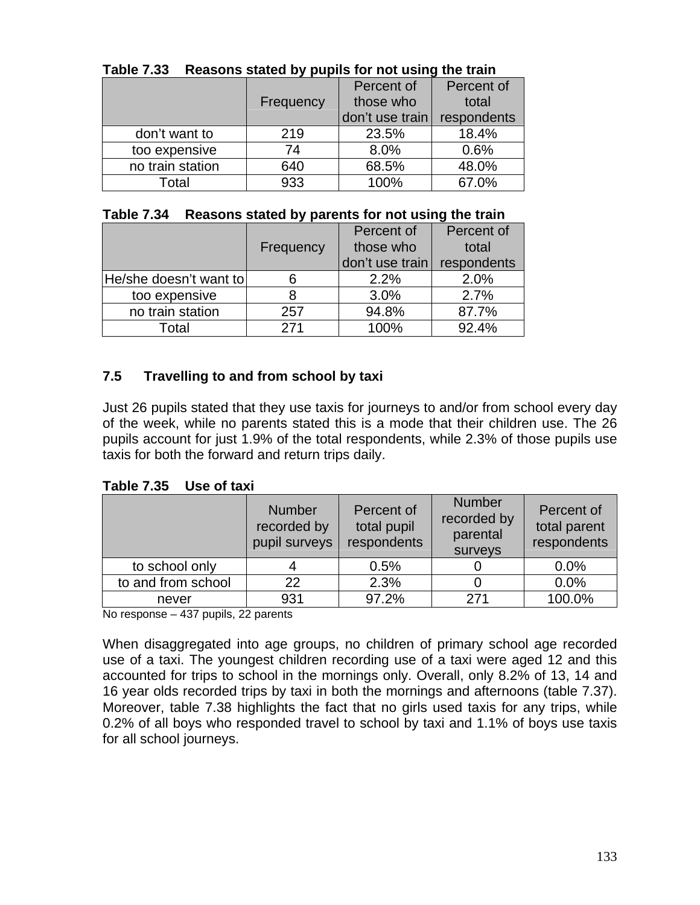**Table 7.33 Reasons stated by pupils for not using the train**

| | Frequency | Percent of those who don't use train | Percent of total respondents |
|---|---|---|---|
| don't want to | 219 | 23.5% | 18.4% |
| too expensive | 74 | 8.0% | 0.6% |
| no train station | 640 | 68.5% | 48.0% |
| Total | 933 | 100% | 67.0% |

**Table 7.34 Reasons stated by parents for not using the train**

| | Frequency | Percent of those who don't use train | Percent of total respondents |
|---|---|---|---|
| He/she doesn't want to | 6 | 2.2% | 2.0% |
| too expensive | 8 | 3.0% | 2.7% |
| no train station | 257 | 94.8% | 87.7% |
| Total | 271 | 100% | 92.4% |

### 7.5 Travelling to and from school by taxi

Just 26 pupils stated that they use taxis for journeys to and/or from school every day of the week, while no parents stated this is a mode that their children use. The 26 pupils account for just 1.9% of the total respondents, while 2.3% of those pupils use taxis for both the forward and return trips daily.

**Table 7.35 Use of taxi**

| | Number recorded by pupil surveys | Percent of total pupil respondents | Number recorded by parental surveys | Percent of total parent respondents |
|---|---|---|---|---|
| to school only | 4 | 0.5% | 0 | 0.0% |
| to and from school | 22 | 2.3% | 0 | 0.0% |
| never | 931 | 97.2% | 271 | 100.0% |

No response – 437 pupils, 22 parents

When disaggregated into age groups, no children of primary school age recorded use of a taxi. The youngest children recording use of a taxi were aged 12 and this accounted for trips to school in the mornings only. Overall, only 8.2% of 13, 14 and 16 year olds recorded trips by taxi in both the mornings and afternoons (table 7.37). Moreover, table 7.38 highlights the fact that no girls used taxis for any trips, while 0.2% of all boys who responded travel to school by taxi and 1.1% of boys use taxis for all school journeys.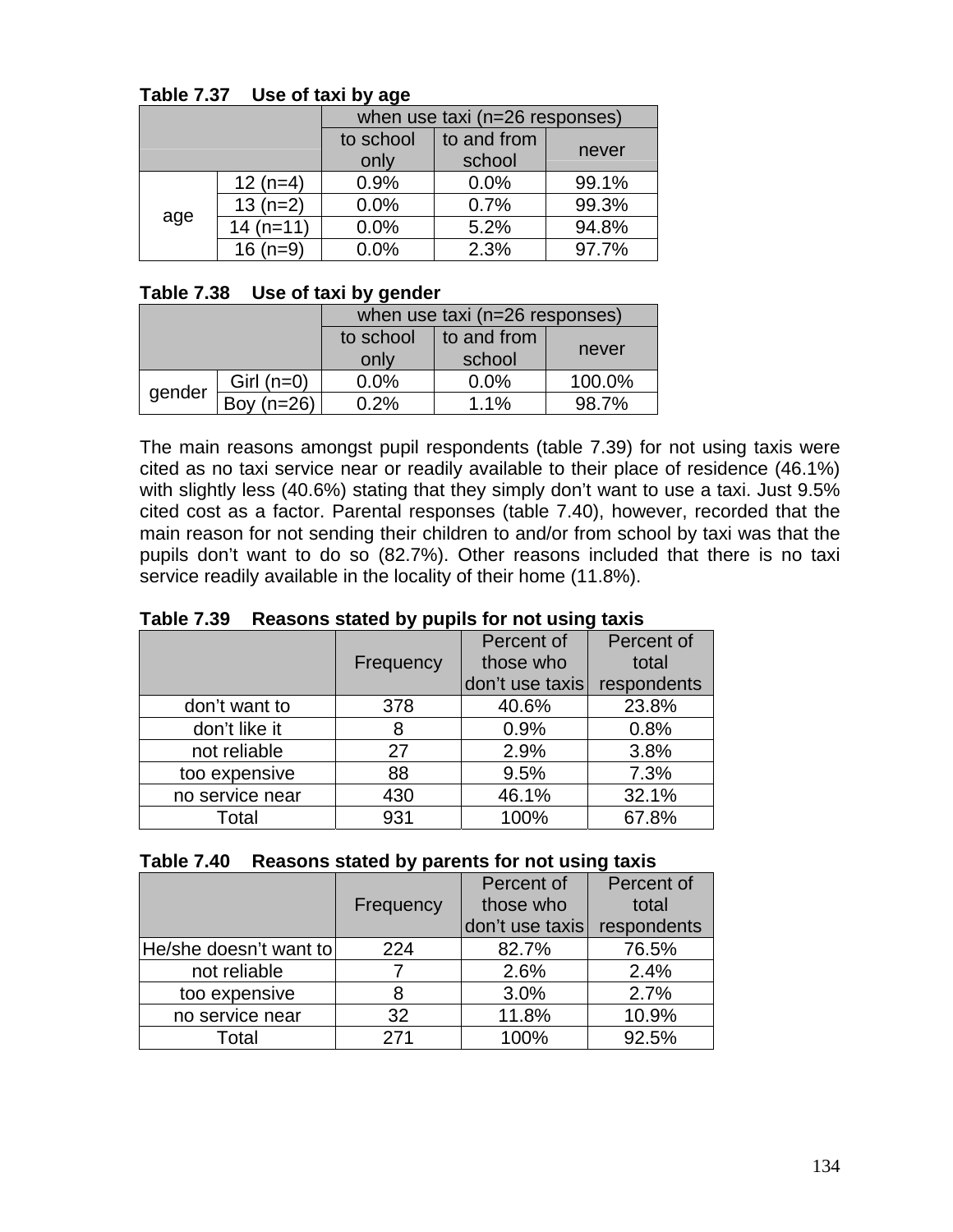**Table 7.37 Use of taxi by age**

| | | when use taxi (n=26 responses) | | |
|---|---|---|---|---|
| | | to school only | to and from school | never |
| age | 12 (n=4) | 0.9% | 0.0% | 99.1% |
| | 13 (n=2) | 0.0% | 0.7% | 99.3% |
| | 14 (n=11) | 0.0% | 5.2% | 94.8% |
| | 16 (n=9) | 0.0% | 2.3% | 97.7% |

**Table 7.38 Use of taxi by gender**

| | | when use taxi (n=26 responses) | | |
|---|---|---|---|---|
| | | to school only | to and from school | never |
| gender | Girl (n=0) | 0.0% | 0.0% | 100.0% |
| | Boy (n=26) | 0.2% | 1.1% | 98.7% |

The main reasons amongst pupil respondents (table 7.39) for not using taxis were cited as no taxi service near or readily available to their place of residence (46.1%) with slightly less (40.6%) stating that they simply don't want to use a taxi. Just 9.5% cited cost as a factor. Parental responses (table 7.40), however, recorded that the main reason for not sending their children to and/or from school by taxi was that the pupils don't want to do so (82.7%). Other reasons included that there is no taxi service readily available in the locality of their home (11.8%).

**Table 7.39 Reasons stated by pupils for not using taxis**

| | Frequency | Percent of those who don't use taxis | Percent of total respondents |
|---|---|---|---|
| don't want to | 378 | 40.6% | 23.8% |
| don't like it | 8 | 0.9% | 0.8% |
| not reliable | 27 | 2.9% | 3.8% |
| too expensive | 88 | 9.5% | 7.3% |
| no service near | 430 | 46.1% | 32.1% |
| Total | 931 | 100% | 67.8% |

**Table 7.40 Reasons stated by parents for not using taxis**

| | Frequency | Percent of those who don't use taxis | Percent of total respondents |
|---|---|---|---|
| He/she doesn't want to | 224 | 82.7% | 76.5% |
| not reliable | 7 | 2.6% | 2.4% |
| too expensive | 8 | 3.0% | 2.7% |
| no service near | 32 | 11.8% | 10.9% |
| Total | 271 | 100% | 92.5% |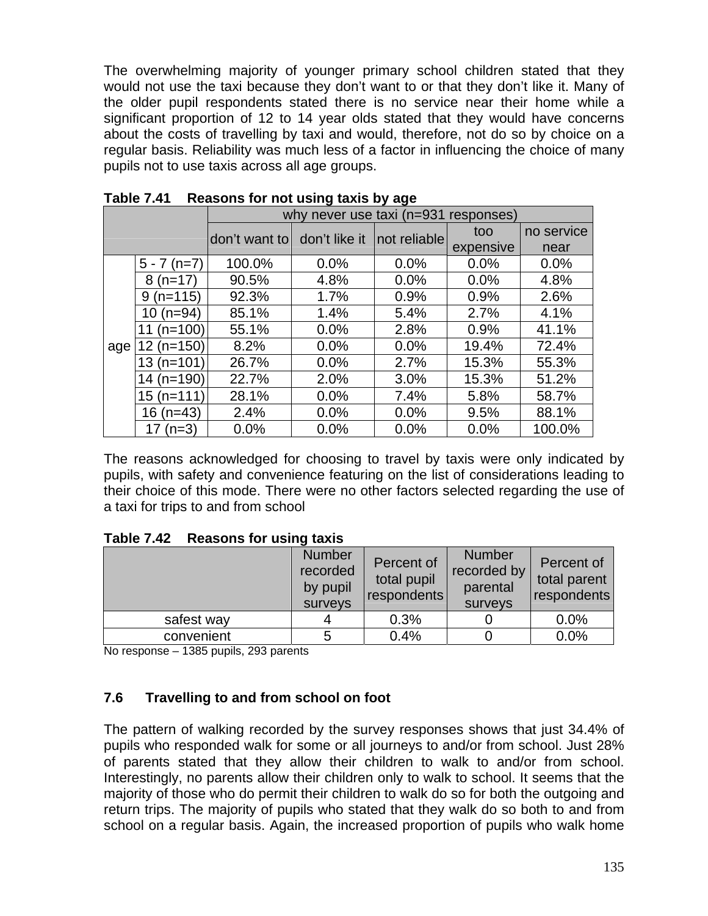The overwhelming majority of younger primary school children stated that they would not use the taxi because they don't want to or that they don't like it. Many of the older pupil respondents stated there is no service near their home while a significant proportion of 12 to 14 year olds stated that they would have concerns about the costs of travelling by taxi and would, therefore, not do so by choice on a regular basis. Reliability was much less of a factor in influencing the choice of many pupils not to use taxis across all age groups.

**Table 7.41 Reasons for not using taxis by age**

| | | why never use taxi (n=931 responses) | | | | |
|---|---|---|---|---|---|---|
| | | don't want to | don't like it | not reliable | too expensive | no service near |
| age | 5 - 7 (n=7) | 100.0% | 0.0% | 0.0% | 0.0% | 0.0% |
| | 8 (n=17) | 90.5% | 4.8% | 0.0% | 0.0% | 4.8% |
| | 9 (n=115) | 92.3% | 1.7% | 0.9% | 0.9% | 2.6% |
| | 10 (n=94) | 85.1% | 1.4% | 5.4% | 2.7% | 4.1% |
| | 11 (n=100) | 55.1% | 0.0% | 2.8% | 0.9% | 41.1% |
| | 12 (n=150) | 8.2% | 0.0% | 0.0% | 19.4% | 72.4% |
| | 13 (n=101) | 26.7% | 0.0% | 2.7% | 15.3% | 55.3% |
| | 14 (n=190) | 22.7% | 2.0% | 3.0% | 15.3% | 51.2% |
| | 15 (n=111) | 28.1% | 0.0% | 7.4% | 5.8% | 58.7% |
| | 16 (n=43) | 2.4% | 0.0% | 0.0% | 9.5% | 88.1% |
| | 17 (n=3) | 0.0% | 0.0% | 0.0% | 0.0% | 100.0% |

The reasons acknowledged for choosing to travel by taxis were only indicated by pupils, with safety and convenience featuring on the list of considerations leading to their choice of this mode. There were no other factors selected regarding the use of a taxi for trips to and from school

**Table 7.42 Reasons for using taxis**

| | Number recorded by pupil surveys | Percent of total pupil respondents | Number recorded by parental surveys | Percent of total parent respondents |
|---|---|---|---|---|
| safest way | 4 | 0.3% | 0 | 0.0% |
| convenient | 5 | 0.4% | 0 | 0.0% |

No response – 1385 pupils, 293 parents

### 7.6 Travelling to and from school on foot

The pattern of walking recorded by the survey responses shows that just 34.4% of pupils who responded walk for some or all journeys to and/or from school. Just 28% of parents stated that they allow their children to walk to and/or from school. Interestingly, no parents allow their children only to walk to school. It seems that the majority of those who do permit their children to walk do so for both the outgoing and return trips. The majority of pupils who stated that they walk do so both to and from school on a regular basis. Again, the increased proportion of pupils who walk home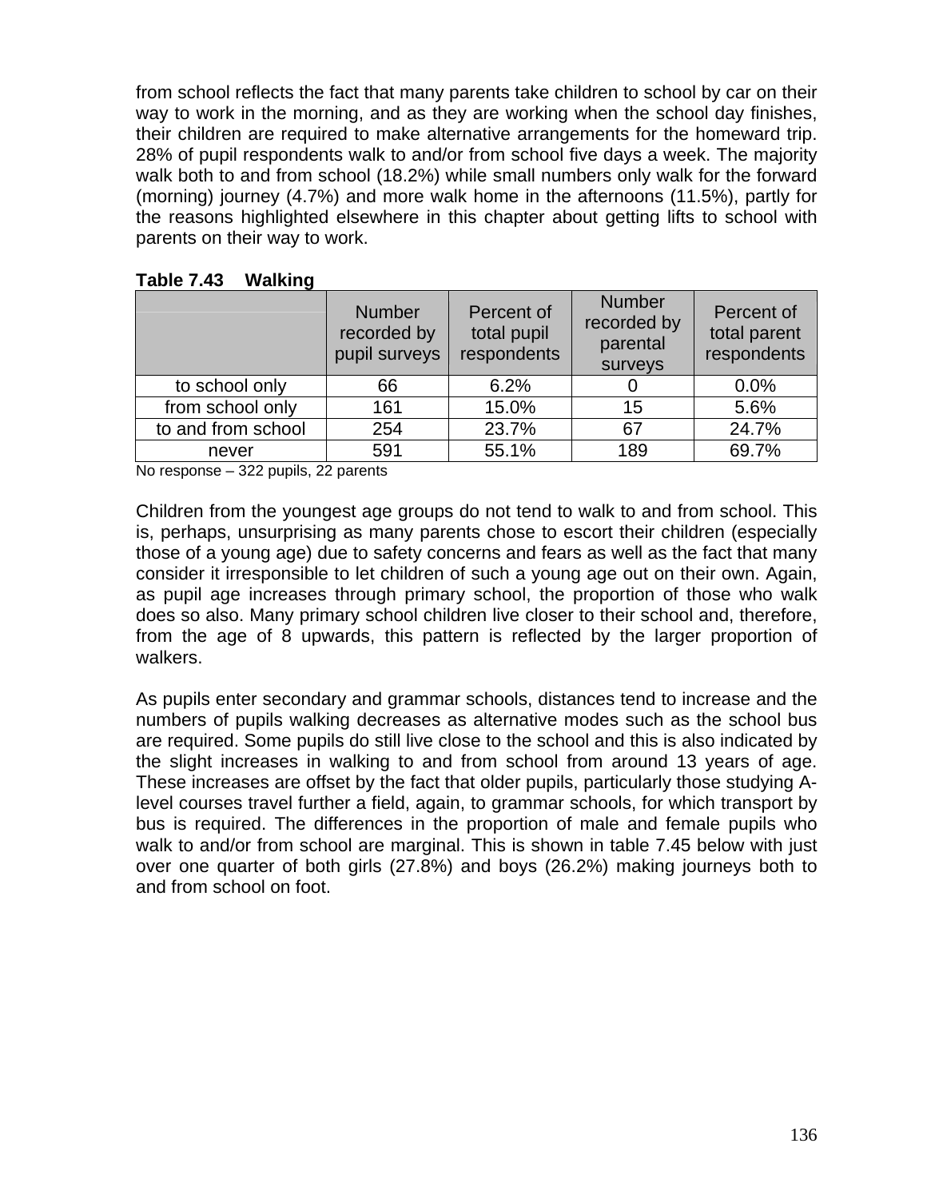from school reflects the fact that many parents take children to school by car on their way to work in the morning, and as they are working when the school day finishes, their children are required to make alternative arrangements for the homeward trip. 28% of pupil respondents walk to and/or from school five days a week. The majority walk both to and from school (18.2%) while small numbers only walk for the forward (morning) journey (4.7%) and more walk home in the afternoons (11.5%), partly for the reasons highlighted elsewhere in this chapter about getting lifts to school with parents on their way to work.

**Table 7.43 Walking**

| | Number recorded by pupil surveys | Percent of total pupil respondents | Number recorded by parental surveys | Percent of total parent respondents |
|---|---|---|---|---|
| to school only | 66 | 6.2% | 0 | 0.0% |
| from school only | 161 | 15.0% | 15 | 5.6% |
| to and from school | 254 | 23.7% | 67 | 24.7% |
| never | 591 | 55.1% | 189 | 69.7% |

No response – 322 pupils, 22 parents

Children from the youngest age groups do not tend to walk to and from school. This is, perhaps, unsurprising as many parents chose to escort their children (especially those of a young age) due to safety concerns and fears as well as the fact that many consider it irresponsible to let children of such a young age out on their own. Again, as pupil age increases through primary school, the proportion of those who walk does so also. Many primary school children live closer to their school and, therefore, from the age of 8 upwards, this pattern is reflected by the larger proportion of walkers.

As pupils enter secondary and grammar schools, distances tend to increase and the numbers of pupils walking decreases as alternative modes such as the school bus are required. Some pupils do still live close to the school and this is also indicated by the slight increases in walking to and from school from around 13 years of age. These increases are offset by the fact that older pupils, particularly those studying A-level courses travel further a field, again, to grammar schools, for which transport by bus is required. The differences in the proportion of male and female pupils who walk to and/or from school are marginal. This is shown in table 7.45 below with just over one quarter of both girls (27.8%) and boys (26.2%) making journeys both to and from school on foot.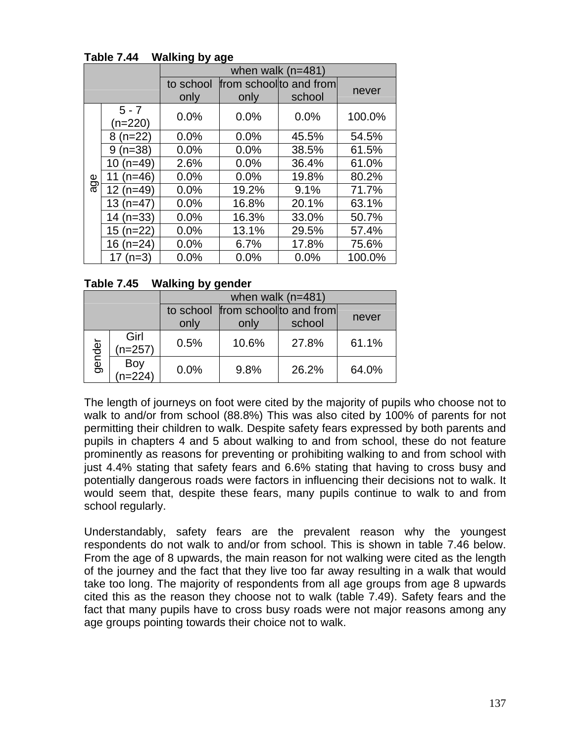**Table 7.44 Walking by age**

| | | when walk (n=481) | | | |
|---|---|---|---|---|---|
| | | to school only | from school only | to and from school | never |
| age | 5 - 7 (n=220) | 0.0% | 0.0% | 0.0% | 100.0% |
| | 8 (n=22) | 0.0% | 0.0% | 45.5% | 54.5% |
| | 9 (n=38) | 0.0% | 0.0% | 38.5% | 61.5% |
| | 10 (n=49) | 2.6% | 0.0% | 36.4% | 61.0% |
| | 11 (n=46) | 0.0% | 0.0% | 19.8% | 80.2% |
| | 12 (n=49) | 0.0% | 19.2% | 9.1% | 71.7% |
| | 13 (n=47) | 0.0% | 16.8% | 20.1% | 63.1% |
| | 14 (n=33) | 0.0% | 16.3% | 33.0% | 50.7% |
| | 15 (n=22) | 0.0% | 13.1% | 29.5% | 57.4% |
| | 16 (n=24) | 0.0% | 6.7% | 17.8% | 75.6% |
| | 17 (n=3) | 0.0% | 0.0% | 0.0% | 100.0% |

**Table 7.45 Walking by gender**

| | | when walk (n=481) | | | |
|---|---|---|---|---|---|
| | | to school only | from school only | to and from school | never |
| gender | Girl (n=257) | 0.5% | 10.6% | 27.8% | 61.1% |
| | Boy (n=224) | 0.0% | 9.8% | 26.2% | 64.0% |

The length of journeys on foot were cited by the majority of pupils who choose not to walk to and/or from school (88.8%) This was also cited by 100% of parents for not permitting their children to walk. Despite safety fears expressed by both parents and pupils in chapters 4 and 5 about walking to and from school, these do not feature prominently as reasons for preventing or prohibiting walking to and from school with just 4.4% stating that safety fears and 6.6% stating that having to cross busy and potentially dangerous roads were factors in influencing their decisions not to walk. It would seem that, despite these fears, many pupils continue to walk to and from school regularly.

Understandably, safety fears are the prevalent reason why the youngest respondents do not walk to and/or from school. This is shown in table 7.46 below. From the age of 8 upwards, the main reason for not walking were cited as the length of the journey and the fact that they live too far away resulting in a walk that would take too long. The majority of respondents from all age groups from age 8 upwards cited this as the reason they choose not to walk (table 7.49). Safety fears and the fact that many pupils have to cross busy roads were not major reasons among any age groups pointing towards their choice not to walk.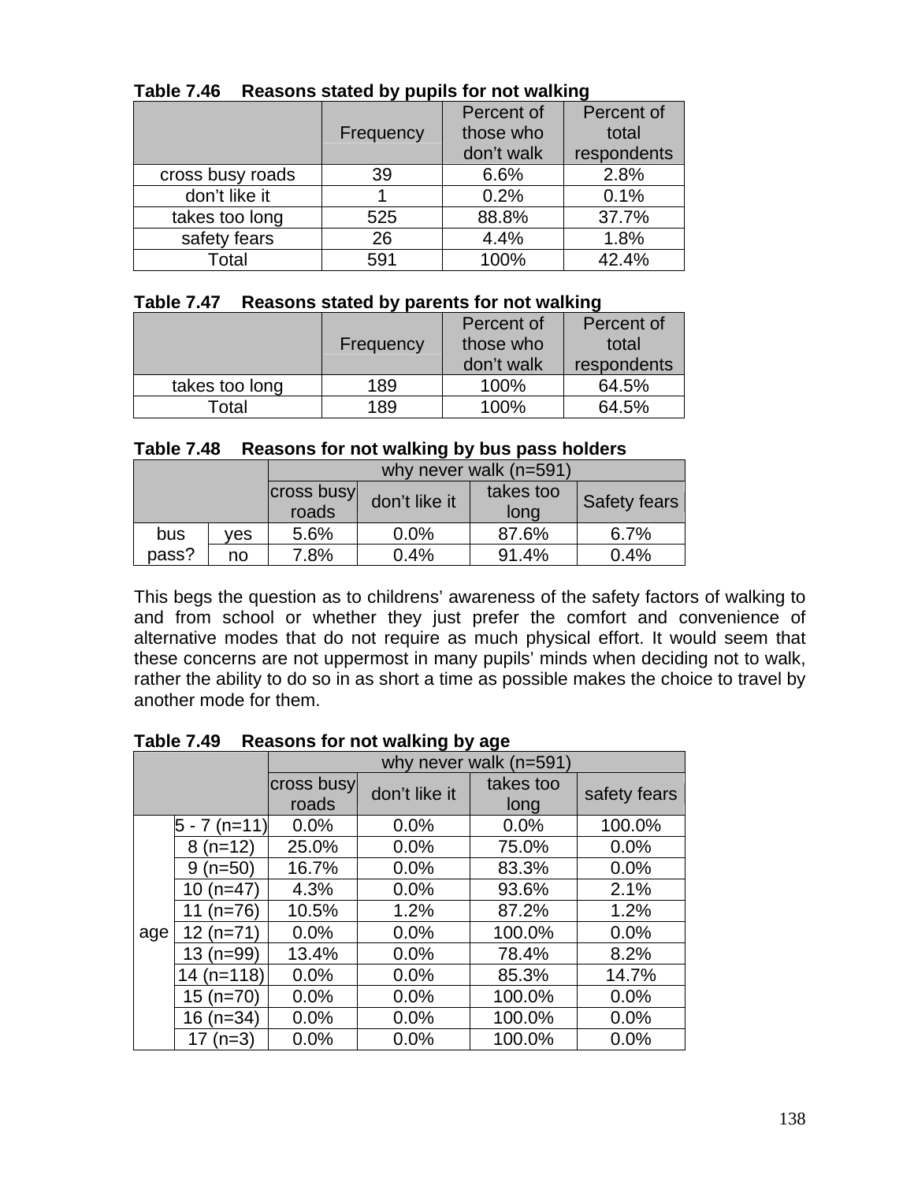**Table 7.46 Reasons stated by pupils for not walking**

| | Frequency | Percent of those who don't walk | Percent of total respondents |
|---|---|---|---|
| cross busy roads | 39 | 6.6% | 2.8% |
| don't like it | 1 | 0.2% | 0.1% |
| takes too long | 525 | 88.8% | 37.7% |
| safety fears | 26 | 4.4% | 1.8% |
| Total | 591 | 100% | 42.4% |

**Table 7.47 Reasons stated by parents for not walking**

| | Frequency | Percent of those who don't walk | Percent of total respondents |
|---|---|---|---|
| takes too long | 189 | 100% | 64.5% |
| Total | 189 | 100% | 64.5% |

**Table 7.48 Reasons for not walking by bus pass holders**

| | | why never walk (n=591) | | | |
|---|---|---|---|---|---|
| | | cross busy roads | don't like it | takes too long | Safety fears |
| bus pass? | yes | 5.6% | 0.0% | 87.6% | 6.7% |
| | no | 7.8% | 0.4% | 91.4% | 0.4% |

This begs the question as to childrens' awareness of the safety factors of walking to and from school or whether they just prefer the comfort and convenience of alternative modes that do not require as much physical effort. It would seem that these concerns are not uppermost in many pupils' minds when deciding not to walk, rather the ability to do so in as short a time as possible makes the choice to travel by another mode for them.

**Table 7.49 Reasons for not walking by age**

| | | why never walk (n=591) | | | |
|---|---|---|---|---|---|
| | | cross busy roads | don't like it | takes too long | safety fears |
| age | 5 - 7 (n=11) | 0.0% | 0.0% | 0.0% | 100.0% |
| | 8 (n=12) | 25.0% | 0.0% | 75.0% | 0.0% |
| | 9 (n=50) | 16.7% | 0.0% | 83.3% | 0.0% |
| | 10 (n=47) | 4.3% | 0.0% | 93.6% | 2.1% |
| | 11 (n=76) | 10.5% | 1.2% | 87.2% | 1.2% |
| | 12 (n=71) | 0.0% | 0.0% | 100.0% | 0.0% |
| | 13 (n=99) | 13.4% | 0.0% | 78.4% | 8.2% |
| | 14 (n=118) | 0.0% | 0.0% | 85.3% | 14.7% |
| | 15 (n=70) | 0.0% | 0.0% | 100.0% | 0.0% |
| | 16 (n=34) | 0.0% | 0.0% | 100.0% | 0.0% |
| | 17 (n=3) | 0.0% | 0.0% | 100.0% | 0.0% |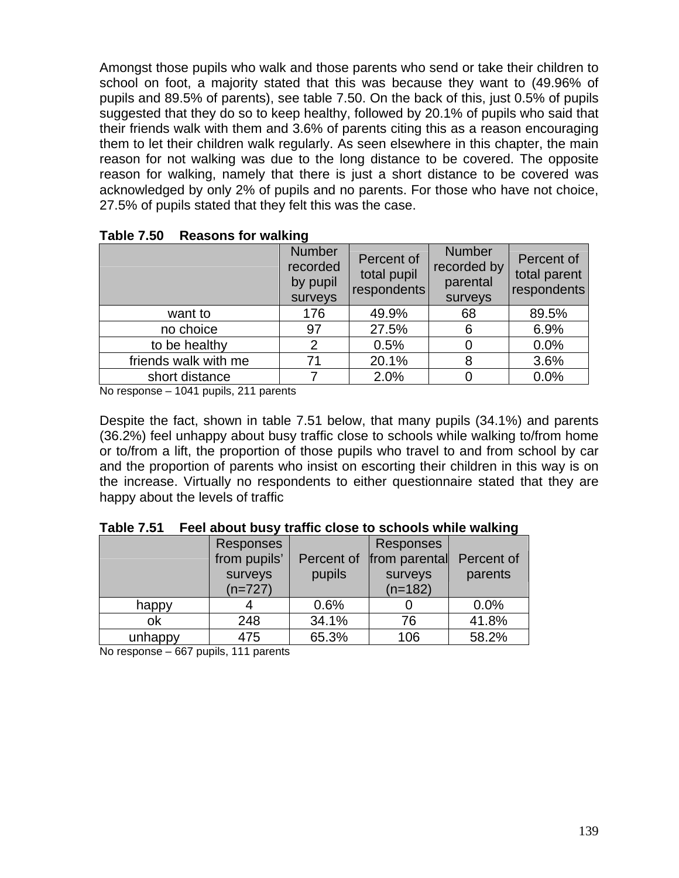Amongst those pupils who walk and those parents who send or take their children to school on foot, a majority stated that this was because they want to (49.96% of pupils and 89.5% of parents), see table 7.50. On the back of this, just 0.5% of pupils suggested that they do so to keep healthy, followed by 20.1% of pupils who said that their friends walk with them and 3.6% of parents citing this as a reason encouraging them to let their children walk regularly. As seen elsewhere in this chapter, the main reason for not walking was due to the long distance to be covered. The opposite reason for walking, namely that there is just a short distance to be covered was acknowledged by only 2% of pupils and no parents. For those who have not choice, 27.5% of pupils stated that they felt this was the case.

**Table 7.50 Reasons for walking**

| | Number recorded by pupil surveys | Percent of total pupil respondents | Number recorded by parental surveys | Percent of total parent respondents |
|---|---|---|---|---|
| want to | 176 | 49.9% | 68 | 89.5% |
| no choice | 97 | 27.5% | 6 | 6.9% |
| to be healthy | 2 | 0.5% | 0 | 0.0% |
| friends walk with me | 71 | 20.1% | 8 | 3.6% |
| short distance | 7 | 2.0% | 0 | 0.0% |

No response – 1041 pupils, 211 parents

Despite the fact, shown in table 7.51 below, that many pupils (34.1%) and parents (36.2%) feel unhappy about busy traffic close to schools while walking to/from home or to/from a lift, the proportion of those pupils who travel to and from school by car and the proportion of parents who insist on escorting their children in this way is on the increase. Virtually no respondents to either questionnaire stated that they are happy about the levels of traffic

**Table 7.51 Feel about busy traffic close to schools while walking**

| | Responses from pupils' surveys (n=727) | Percent of pupils | Responses from parental surveys (n=182) | Percent of parents |
|---|---|---|---|---|
| happy | 4 | 0.6% | 0 | 0.0% |
| ok | 248 | 34.1% | 76 | 41.8% |
| unhappy | 475 | 65.3% | 106 | 58.2% |

No response – 667 pupils, 111 parents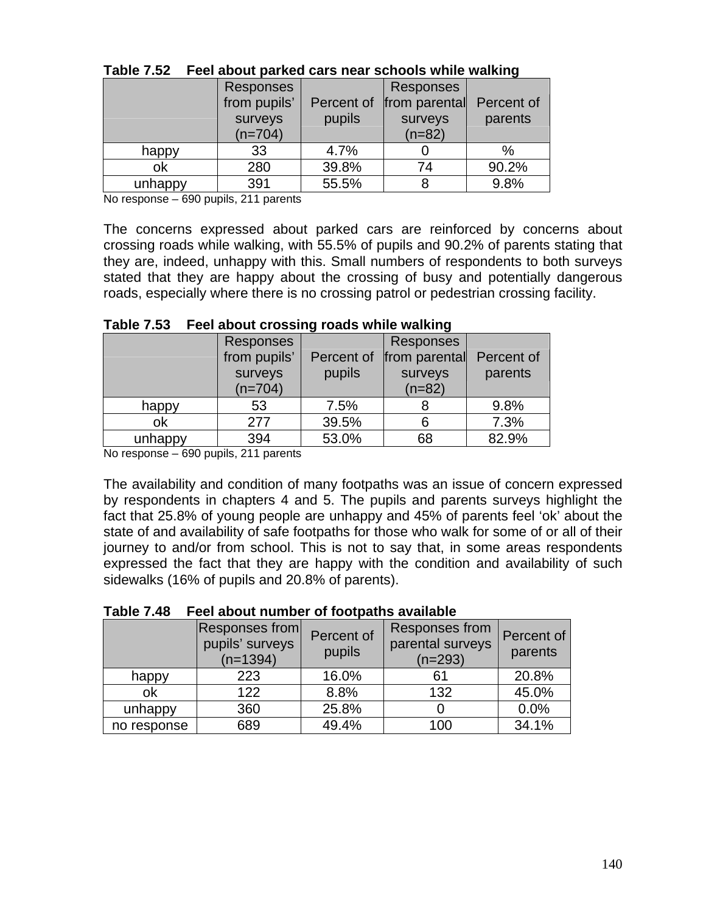**Table 7.52 Feel about parked cars near schools while walking**

| | Responses from pupils' surveys (n=704) | Percent of pupils | Responses from parental surveys (n=82) | Percent of parents |
|---|---|---|---|---|
| happy | 33 | 4.7% | 0 | % |
| ok | 280 | 39.8% | 74 | 90.2% |
| unhappy | 391 | 55.5% | 8 | 9.8% |

No response – 690 pupils, 211 parents

The concerns expressed about parked cars are reinforced by concerns about crossing roads while walking, with 55.5% of pupils and 90.2% of parents stating that they are, indeed, unhappy with this. Small numbers of respondents to both surveys stated that they are happy about the crossing of busy and potentially dangerous roads, especially where there is no crossing patrol or pedestrian crossing facility.

**Table 7.53 Feel about crossing roads while walking**

| | Responses from pupils' surveys (n=704) | Percent of pupils | Responses from parental surveys (n=82) | Percent of parents |
|---|---|---|---|---|
| happy | 53 | 7.5% | 8 | 9.8% |
| ok | 277 | 39.5% | 6 | 7.3% |
| unhappy | 394 | 53.0% | 68 | 82.9% |

No response – 690 pupils, 211 parents

The availability and condition of many footpaths was an issue of concern expressed by respondents in chapters 4 and 5. The pupils and parents surveys highlight the fact that 25.8% of young people are unhappy and 45% of parents feel 'ok' about the state of and availability of safe footpaths for those who walk for some of or all of their journey to and/or from school. This is not to say that, in some areas respondents expressed the fact that they are happy with the condition and availability of such sidewalks (16% of pupils and 20.8% of parents).

**Table 7.48 Feel about number of footpaths available**

| | Responses from pupils' surveys (n=1394) | Percent of pupils | Responses from parental surveys (n=293) | Percent of parents |
|---|---|---|---|---|
| happy | 223 | 16.0% | 61 | 20.8% |
| ok | 122 | 8.8% | 132 | 45.0% |
| unhappy | 360 | 25.8% | 0 | 0.0% |
| no response | 689 | 49.4% | 100 | 34.1% |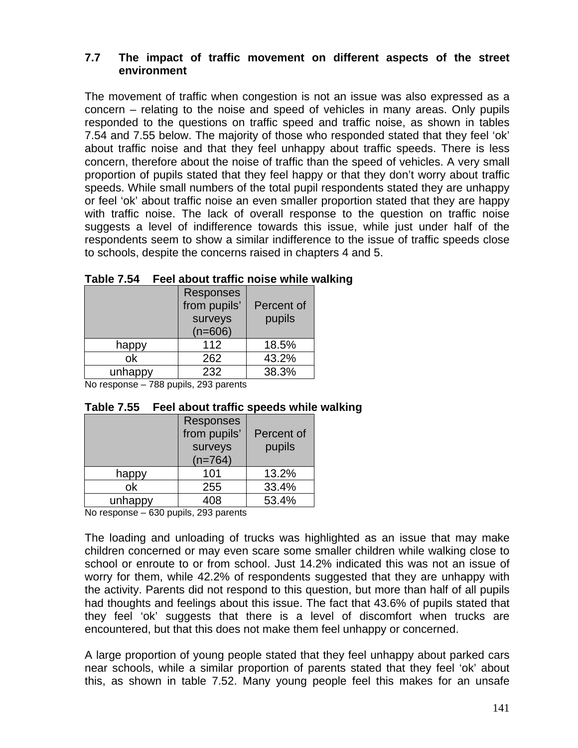### 7.7 The impact of traffic movement on different aspects of the street environment

The movement of traffic when congestion is not an issue was also expressed as a concern – relating to the noise and speed of vehicles in many areas. Only pupils responded to the questions on traffic speed and traffic noise, as shown in tables 7.54 and 7.55 below. The majority of those who responded stated that they feel 'ok' about traffic noise and that they feel unhappy about traffic speeds. There is less concern, therefore about the noise of traffic than the speed of vehicles. A very small proportion of pupils stated that they feel happy or that they don't worry about traffic speeds. While small numbers of the total pupil respondents stated they are unhappy or feel 'ok' about traffic noise an even smaller proportion stated that they are happy with traffic noise. The lack of overall response to the question on traffic noise suggests a level of indifference towards this issue, while just under half of the respondents seem to show a similar indifference to the issue of traffic speeds close to schools, despite the concerns raised in chapters 4 and 5.

**Table 7.54 Feel about traffic noise while walking**

| | Responses from pupils' surveys (n=606) | Percent of pupils |
|---|---|---|
| happy | 112 | 18.5% |
| ok | 262 | 43.2% |
| unhappy | 232 | 38.3% |

No response – 788 pupils, 293 parents

**Table 7.55 Feel about traffic speeds while walking**

| | Responses from pupils' surveys (n=764) | Percent of pupils |
|---|---|---|
| happy | 101 | 13.2% |
| ok | 255 | 33.4% |
| unhappy | 408 | 53.4% |

No response – 630 pupils, 293 parents

The loading and unloading of trucks was highlighted as an issue that may make children concerned or may even scare some smaller children while walking close to school or enroute to or from school. Just 14.2% indicated this was not an issue of worry for them, while 42.2% of respondents suggested that they are unhappy with the activity. Parents did not respond to this question, but more than half of all pupils had thoughts and feelings about this issue. The fact that 43.6% of pupils stated that they feel 'ok' suggests that there is a level of discomfort when trucks are encountered, but that this does not make them feel unhappy or concerned.

A large proportion of young people stated that they feel unhappy about parked cars near schools, while a similar proportion of parents stated that they feel 'ok' about this, as shown in table 7.52. Many young people feel this makes for an unsafe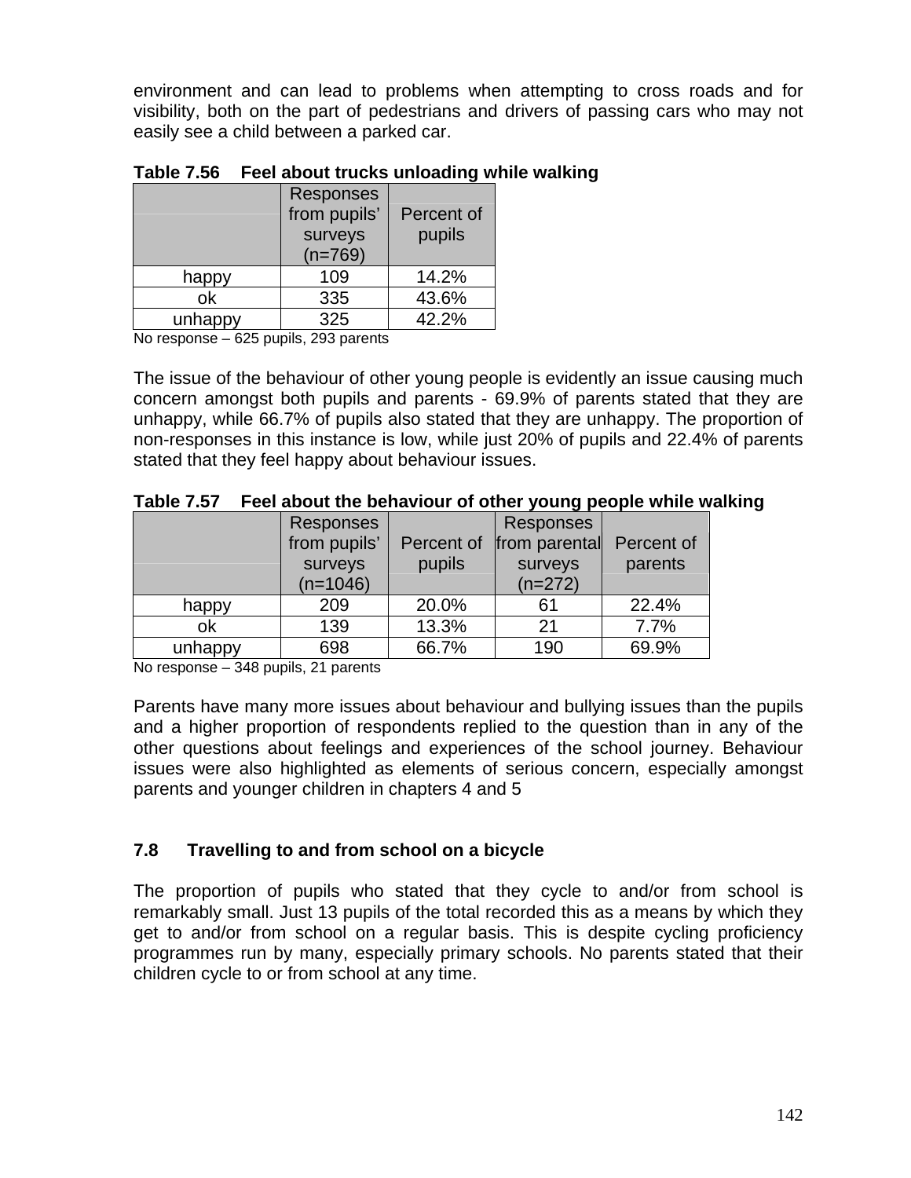environment and can lead to problems when attempting to cross roads and for visibility, both on the part of pedestrians and drivers of passing cars who may not easily see a child between a parked car.

**Table 7.56 Feel about trucks unloading while walking**

| | Responses from pupils' surveys (n=769) | Percent of pupils |
|---|---|---|
| happy | 109 | 14.2% |
| ok | 335 | 43.6% |
| unhappy | 325 | 42.2% |

No response – 625 pupils, 293 parents

The issue of the behaviour of other young people is evidently an issue causing much concern amongst both pupils and parents - 69.9% of parents stated that they are unhappy, while 66.7% of pupils also stated that they are unhappy. The proportion of non-responses in this instance is low, while just 20% of pupils and 22.4% of parents stated that they feel happy about behaviour issues.

**Table 7.57 Feel about the behaviour of other young people while walking**

| | Responses from pupils' surveys (n=1046) | Percent of pupils | Responses from parental surveys (n=272) | Percent of parents |
|---|---|---|---|---|
| happy | 209 | 20.0% | 61 | 22.4% |
| ok | 139 | 13.3% | 21 | 7.7% |
| unhappy | 698 | 66.7% | 190 | 69.9% |

No response – 348 pupils, 21 parents

Parents have many more issues about behaviour and bullying issues than the pupils and a higher proportion of respondents replied to the question than in any of the other questions about feelings and experiences of the school journey. Behaviour issues were also highlighted as elements of serious concern, especially amongst parents and younger children in chapters 4 and 5

## 7.8 Travelling to and from school on a bicycle

The proportion of pupils who stated that they cycle to and/or from school is remarkably small. Just 13 pupils of the total recorded this as a means by which they get to and/or from school on a regular basis. This is despite cycling proficiency programmes run by many, especially primary schools. No parents stated that their children cycle to or from school at any time.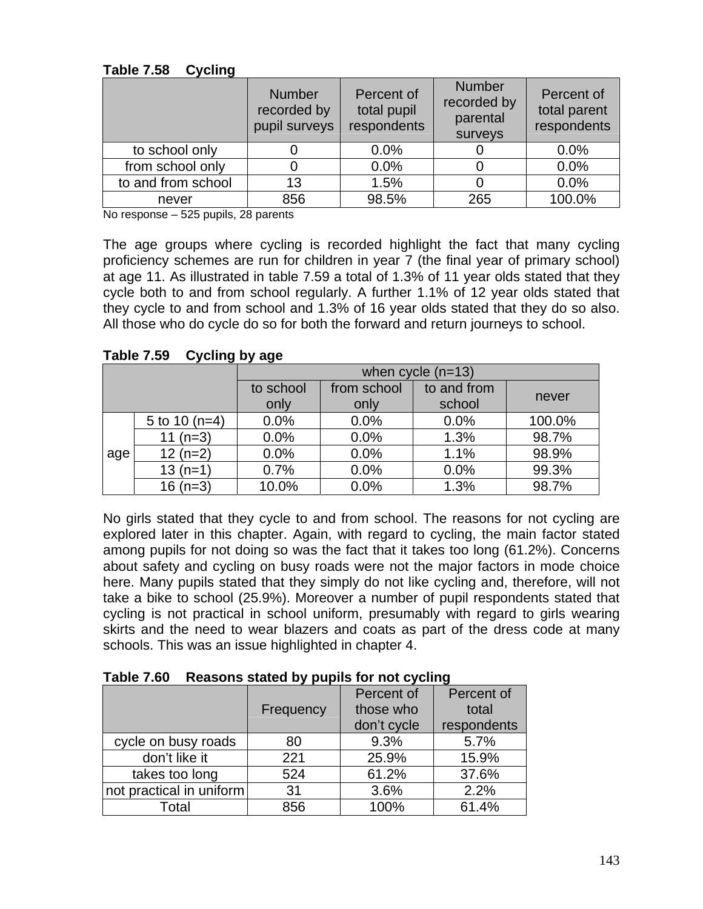**Table 7.58 Cycling**

| | Number recorded by pupil surveys | Percent of total pupil respondents | Number recorded by parental surveys | Percent of total parent respondents |
|---|---|---|---|---|
| to school only | 0 | 0.0% | 0 | 0.0% |
| from school only | 0 | 0.0% | 0 | 0.0% |
| to and from school | 13 | 1.5% | 0 | 0.0% |
| never | 856 | 98.5% | 265 | 100.0% |

No response – 525 pupils, 28 parents

The age groups where cycling is recorded highlight the fact that many cycling proficiency schemes are run for children in year 7 (the final year of primary school) at age 11. As illustrated in table 7.59 a total of 1.3% of 11 year olds stated that they cycle both to and from school regularly. A further 1.1% of 12 year olds stated that they cycle to and from school and 1.3% of 16 year olds stated that they do so also. All those who do cycle do so for both the forward and return journeys to school.

**Table 7.59 Cycling by age**

| | | when cycle (n=13) | | | |
|---|---|---|---|---|---|
| | | to school only | from school only | to and from school | never |
| age | 5 to 10 (n=4) | 0.0% | 0.0% | 0.0% | 100.0% |
| | 11 (n=3) | 0.0% | 0.0% | 1.3% | 98.7% |
| | 12 (n=2) | 0.0% | 0.0% | 1.1% | 98.9% |
| | 13 (n=1) | 0.7% | 0.0% | 0.0% | 99.3% |
| | 16 (n=3) | 10.0% | 0.0% | 1.3% | 98.7% |

No girls stated that they cycle to and from school. The reasons for not cycling are explored later in this chapter. Again, with regard to cycling, the main factor stated among pupils for not doing so was the fact that it takes too long (61.2%). Concerns about safety and cycling on busy roads were not the major factors in mode choice here. Many pupils stated that they simply do not like cycling and, therefore, will not take a bike to school (25.9%). Moreover a number of pupil respondents stated that cycling is not practical in school uniform, presumably with regard to girls wearing skirts and the need to wear blazers and coats as part of the dress code at many schools. This was an issue highlighted in chapter 4.

**Table 7.60 Reasons stated by pupils for not cycling**

| | Frequency | Percent of those who don't cycle | Percent of total respondents |
|---|---|---|---|
| cycle on busy roads | 80 | 9.3% | 5.7% |
| don't like it | 221 | 25.9% | 15.9% |
| takes too long | 524 | 61.2% | 37.6% |
| not practical in uniform | 31 | 3.6% | 2.2% |
| Total | 856 | 100% | 61.4% |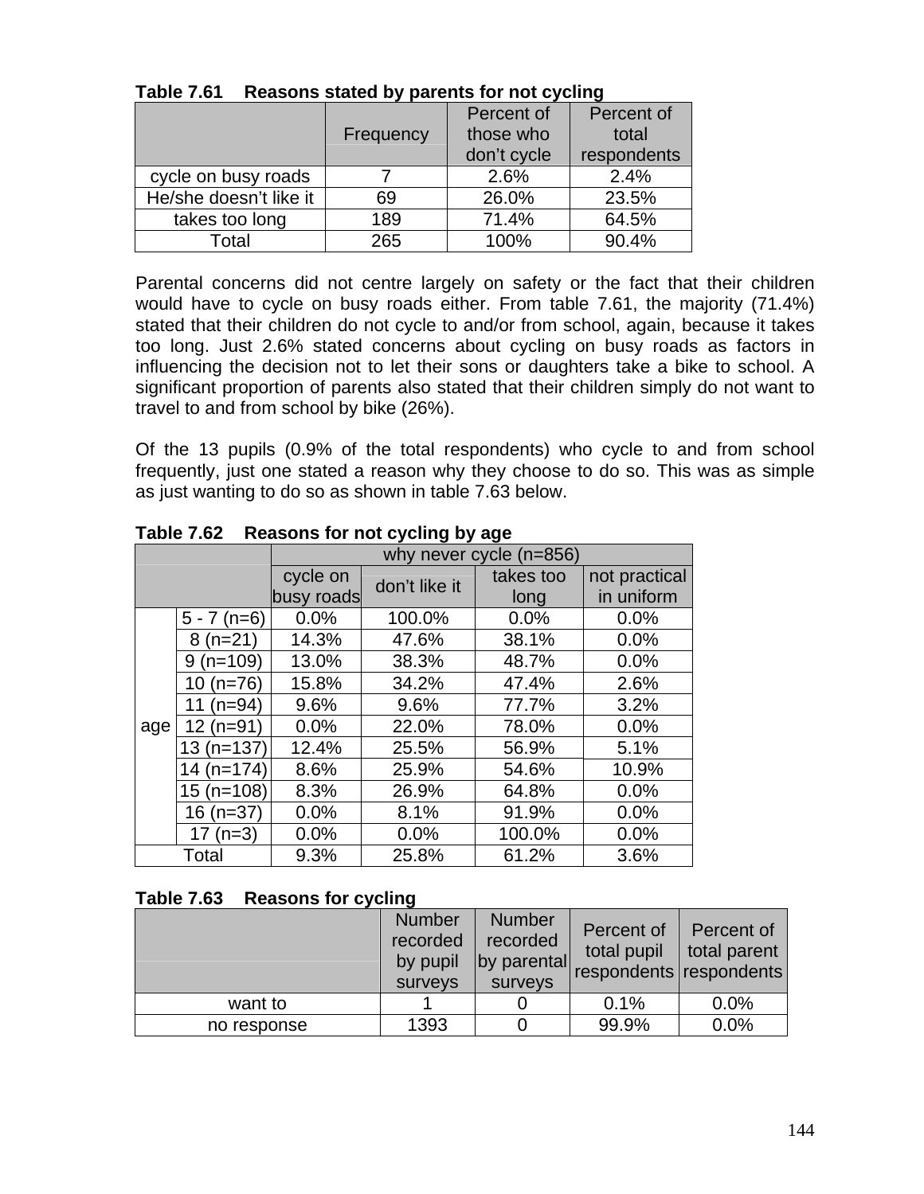**Table 7.61 Reasons stated by parents for not cycling**

| | Frequency | Percent of those who don't cycle | Percent of total respondents |
|---|---|---|---|
| cycle on busy roads | 7 | 2.6% | 2.4% |
| He/she doesn't like it | 69 | 26.0% | 23.5% |
| takes too long | 189 | 71.4% | 64.5% |
| Total | 265 | 100% | 90.4% |

Parental concerns did not centre largely on safety or the fact that their children would have to cycle on busy roads either. From table 7.61, the majority (71.4%) stated that their children do not cycle to and/or from school, again, because it takes too long. Just 2.6% stated concerns about cycling on busy roads as factors in influencing the decision not to let their sons or daughters take a bike to school. A significant proportion of parents also stated that their children simply do not want to travel to and from school by bike (26%).

Of the 13 pupils (0.9% of the total respondents) who cycle to and from school frequently, just one stated a reason why they choose to do so. This was as simple as just wanting to do so as shown in table 7.63 below.

**Table 7.62 Reasons for not cycling by age**

| | | why never cycle (n=856) | | | |
|---|---|---|---|---|---|
| | | cycle on busy roads | don't like it | takes too long | not practical in uniform |
| age | 5 - 7 (n=6) | 0.0% | 100.0% | 0.0% | 0.0% |
| | 8 (n=21) | 14.3% | 47.6% | 38.1% | 0.0% |
| | 9 (n=109) | 13.0% | 38.3% | 48.7% | 0.0% |
| | 10 (n=76) | 15.8% | 34.2% | 47.4% | 2.6% |
| | 11 (n=94) | 9.6% | 9.6% | 77.7% | 3.2% |
| | 12 (n=91) | 0.0% | 22.0% | 78.0% | 0.0% |
| | 13 (n=137) | 12.4% | 25.5% | 56.9% | 5.1% |
| | 14 (n=174) | 8.6% | 25.9% | 54.6% | 10.9% |
| | 15 (n=108) | 8.3% | 26.9% | 64.8% | 0.0% |
| | 16 (n=37) | 0.0% | 8.1% | 91.9% | 0.0% |
| | 17 (n=3) | 0.0% | 0.0% | 100.0% | 0.0% |
| Total | | 9.3% | 25.8% | 61.2% | 3.6% |

**Table 7.63 Reasons for cycling**

| | Number recorded by pupil surveys | Number recorded by parental surveys | Percent of total pupil respondents | Percent of total parent respondents |
|---|---|---|---|---|
| want to | 1 | 0 | 0.1% | 0.0% |
| no response | 1393 | 0 | 99.9% | 0.0% |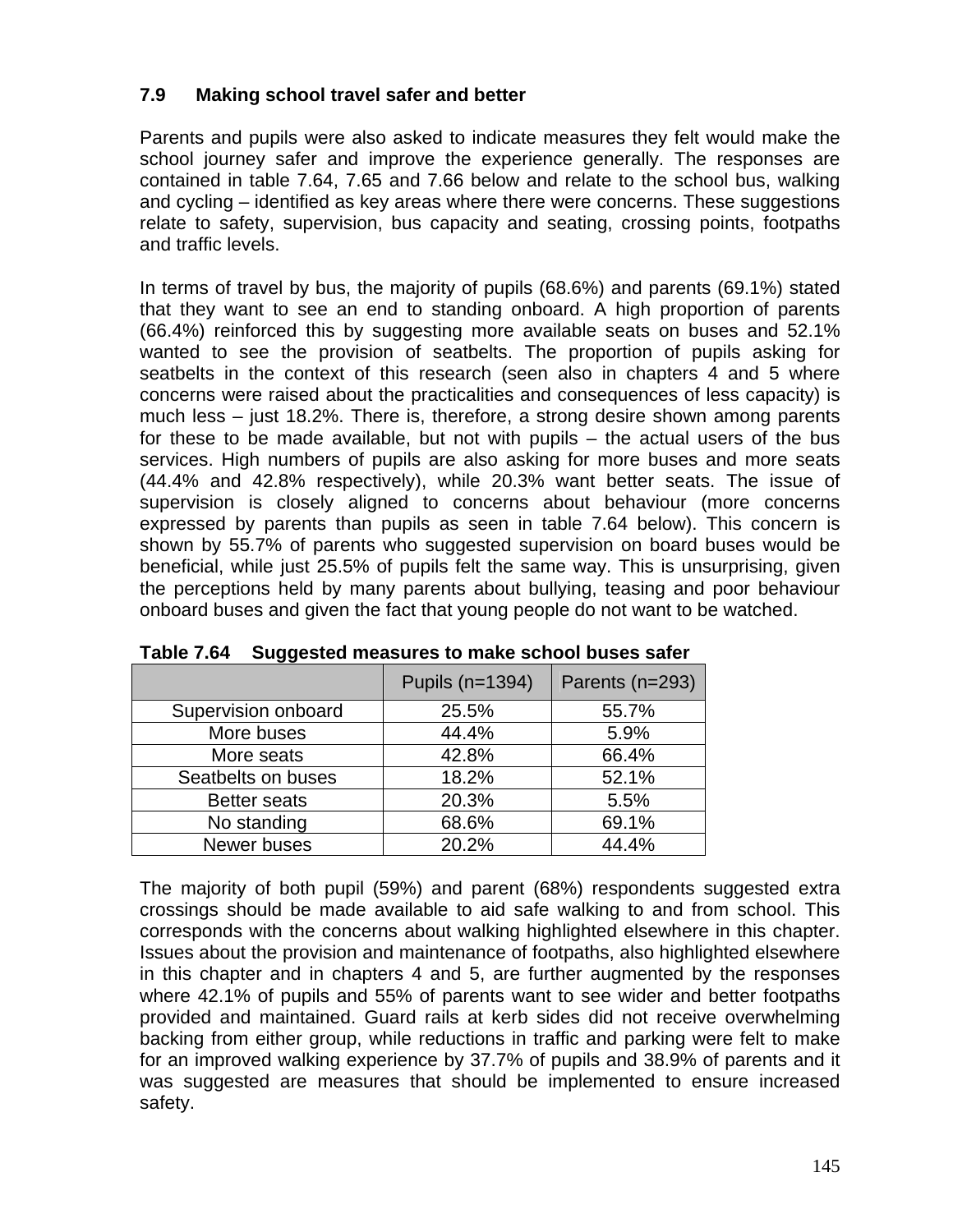### 7.9 Making school travel safer and better

Parents and pupils were also asked to indicate measures they felt would make the school journey safer and improve the experience generally. The responses are contained in table 7.64, 7.65 and 7.66 below and relate to the school bus, walking and cycling – identified as key areas where there were concerns. These suggestions relate to safety, supervision, bus capacity and seating, crossing points, footpaths and traffic levels.

In terms of travel by bus, the majority of pupils (68.6%) and parents (69.1%) stated that they want to see an end to standing onboard. A high proportion of parents (66.4%) reinforced this by suggesting more available seats on buses and 52.1% wanted to see the provision of seatbelts. The proportion of pupils asking for seatbelts in the context of this research (seen also in chapters 4 and 5 where concerns were raised about the practicalities and consequences of less capacity) is much less – just 18.2%. There is, therefore, a strong desire shown among parents for these to be made available, but not with pupils – the actual users of the bus services. High numbers of pupils are also asking for more buses and more seats (44.4% and 42.8% respectively), while 20.3% want better seats. The issue of supervision is closely aligned to concerns about behaviour (more concerns expressed by parents than pupils as seen in table 7.64 below). This concern is shown by 55.7% of parents who suggested supervision on board buses would be beneficial, while just 25.5% of pupils felt the same way. This is unsurprising, given the perceptions held by many parents about bullying, teasing and poor behaviour onboard buses and given the fact that young people do not want to be watched.

**Table 7.64 Suggested measures to make school buses safer**

| | Pupils (n=1394) | Parents (n=293) |
|---|---|---|
| Supervision onboard | 25.5% | 55.7% |
| More buses | 44.4% | 5.9% |
| More seats | 42.8% | 66.4% |
| Seatbelts on buses | 18.2% | 52.1% |
| Better seats | 20.3% | 5.5% |
| No standing | 68.6% | 69.1% |
| Newer buses | 20.2% | 44.4% |

The majority of both pupil (59%) and parent (68%) respondents suggested extra crossings should be made available to aid safe walking to and from school. This corresponds with the concerns about walking highlighted elsewhere in this chapter. Issues about the provision and maintenance of footpaths, also highlighted elsewhere in this chapter and in chapters 4 and 5, are further augmented by the responses where 42.1% of pupils and 55% of parents want to see wider and better footpaths provided and maintained. Guard rails at kerb sides did not receive overwhelming backing from either group, while reductions in traffic and parking were felt to make for an improved walking experience by 37.7% of pupils and 38.9% of parents and it was suggested are measures that should be implemented to ensure increased safety.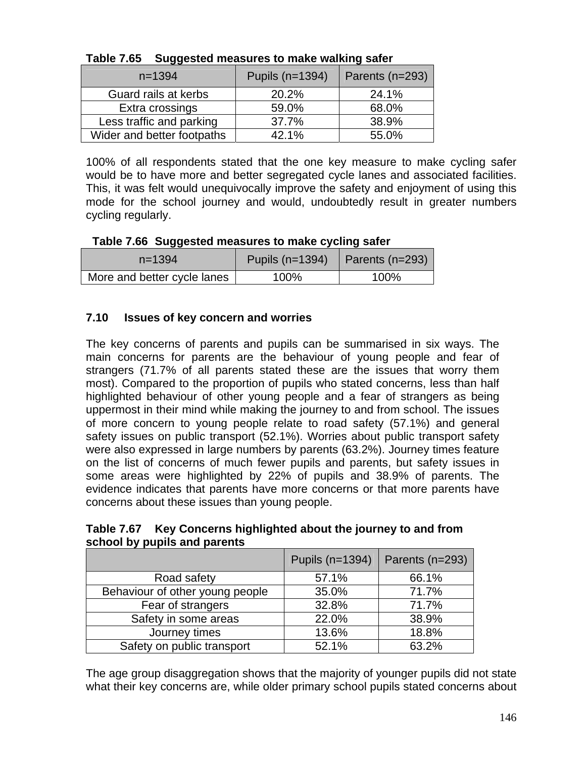**Table 7.65 Suggested measures to make walking safer**

| n=1394 | Pupils (n=1394) | Parents (n=293) |
|---|---|---|
| Guard rails at kerbs | 20.2% | 24.1% |
| Extra crossings | 59.0% | 68.0% |
| Less traffic and parking | 37.7% | 38.9% |
| Wider and better footpaths | 42.1% | 55.0% |

100% of all respondents stated that the one key measure to make cycling safer would be to have more and better segregated cycle lanes and associated facilities. This, it was felt would unequivocally improve the safety and enjoyment of using this mode for the school journey and would, undoubtedly result in greater numbers cycling regularly.

**Table 7.66 Suggested measures to make cycling safer**

| n=1394 | Pupils (n=1394) | Parents (n=293) |
|---|---|---|
| More and better cycle lanes | 100% | 100% |

### 7.10 Issues of key concern and worries

The key concerns of parents and pupils can be summarised in six ways. The main concerns for parents are the behaviour of young people and fear of strangers (71.7% of all parents stated these are the issues that worry them most). Compared to the proportion of pupils who stated concerns, less than half highlighted behaviour of other young people and a fear of strangers as being uppermost in their mind while making the journey to and from school. The issues of more concern to young people relate to road safety (57.1%) and general safety issues on public transport (52.1%). Worries about public transport safety were also expressed in large numbers by parents (63.2%). Journey times feature on the list of concerns of much fewer pupils and parents, but safety issues in some areas were highlighted by 22% of pupils and 38.9% of parents. The evidence indicates that parents have more concerns or that more parents have concerns about these issues than young people.

**Table 7.67 Key Concerns highlighted about the journey to and from school by pupils and parents**

| | Pupils (n=1394) | Parents (n=293) |
|---|---|---|
| Road safety | 57.1% | 66.1% |
| Behaviour of other young people | 35.0% | 71.7% |
| Fear of strangers | 32.8% | 71.7% |
| Safety in some areas | 22.0% | 38.9% |
| Journey times | 13.6% | 18.8% |
| Safety on public transport | 52.1% | 63.2% |

The age group disaggregation shows that the majority of younger pupils did not state what their key concerns are, while older primary school pupils stated concerns about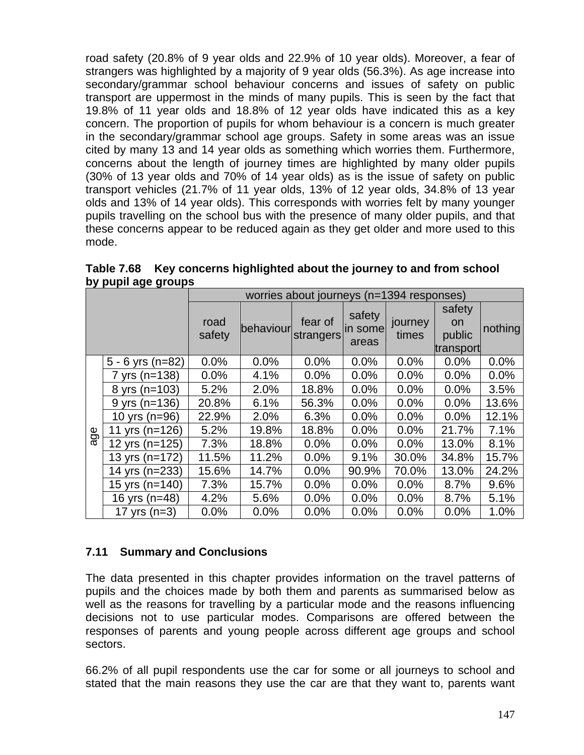road safety (20.8% of 9 year olds and 22.9% of 10 year olds). Moreover, a fear of strangers was highlighted by a majority of 9 year olds (56.3%). As age increase into secondary/grammar school behaviour concerns and issues of safety on public transport are uppermost in the minds of many pupils. This is seen by the fact that 19.8% of 11 year olds and 18.8% of 12 year olds have indicated this as a key concern. The proportion of pupils for whom behaviour is a concern is much greater in the secondary/grammar school age groups. Safety in some areas was an issue cited by many 13 and 14 year olds as something which worries them. Furthermore, concerns about the length of journey times are highlighted by many older pupils (30% of 13 year olds and 70% of 14 year olds) as is the issue of safety on public transport vehicles (21.7% of 11 year olds, 13% of 12 year olds, 34.8% of 13 year olds and 13% of 14 year olds). This corresponds with worries felt by many younger pupils travelling on the school bus with the presence of many older pupils, and that these concerns appear to be reduced again as they get older and more used to this mode.

**Table 7.68 Key concerns highlighted about the journey to and from school by pupil age groups**

| | | worries about journeys (n=1394 responses) | | | | | | |
|---|---|---|---|---|---|---|---|---|
| | | road safety | behaviour | fear of strangers | safety in some areas | journey times | safety on public transport | nothing |
| age | 5 - 6 yrs (n=82) | 0.0% | 0.0% | 0.0% | 0.0% | 0.0% | 0.0% | 0.0% |
| | 7 yrs (n=138) | 0.0% | 4.1% | 0.0% | 0.0% | 0.0% | 0.0% | 0.0% |
| | 8 yrs (n=103) | 5.2% | 2.0% | 18.8% | 0.0% | 0.0% | 0.0% | 3.5% |
| | 9 yrs (n=136) | 20.8% | 6.1% | 56.3% | 0.0% | 0.0% | 0.0% | 13.6% |
| | 10 yrs (n=96) | 22.9% | 2.0% | 6.3% | 0.0% | 0.0% | 0.0% | 12.1% |
| | 11 yrs (n=126) | 5.2% | 19.8% | 18.8% | 0.0% | 0.0% | 21.7% | 7.1% |
| | 12 yrs (n=125) | 7.3% | 18.8% | 0.0% | 0.0% | 0.0% | 13.0% | 8.1% |
| | 13 yrs (n=172) | 11.5% | 11.2% | 0.0% | 9.1% | 30.0% | 34.8% | 15.7% |
| | 14 yrs (n=233) | 15.6% | 14.7% | 0.0% | 90.9% | 70.0% | 13.0% | 24.2% |
| | 15 yrs (n=140) | 7.3% | 15.7% | 0.0% | 0.0% | 0.0% | 8.7% | 9.6% |
| | 16 yrs (n=48) | 4.2% | 5.6% | 0.0% | 0.0% | 0.0% | 8.7% | 5.1% |
| | 17 yrs (n=3) | 0.0% | 0.0% | 0.0% | 0.0% | 0.0% | 0.0% | 1.0% |

### 7.11 Summary and Conclusions

The data presented in this chapter provides information on the travel patterns of pupils and the choices made by both them and parents as summarised below as well as the reasons for travelling by a particular mode and the reasons influencing decisions not to use particular modes. Comparisons are offered between the responses of parents and young people across different age groups and school sectors.

66.2% of all pupil respondents use the car for some or all journeys to school and stated that the main reasons they use the car are that they want to, parents want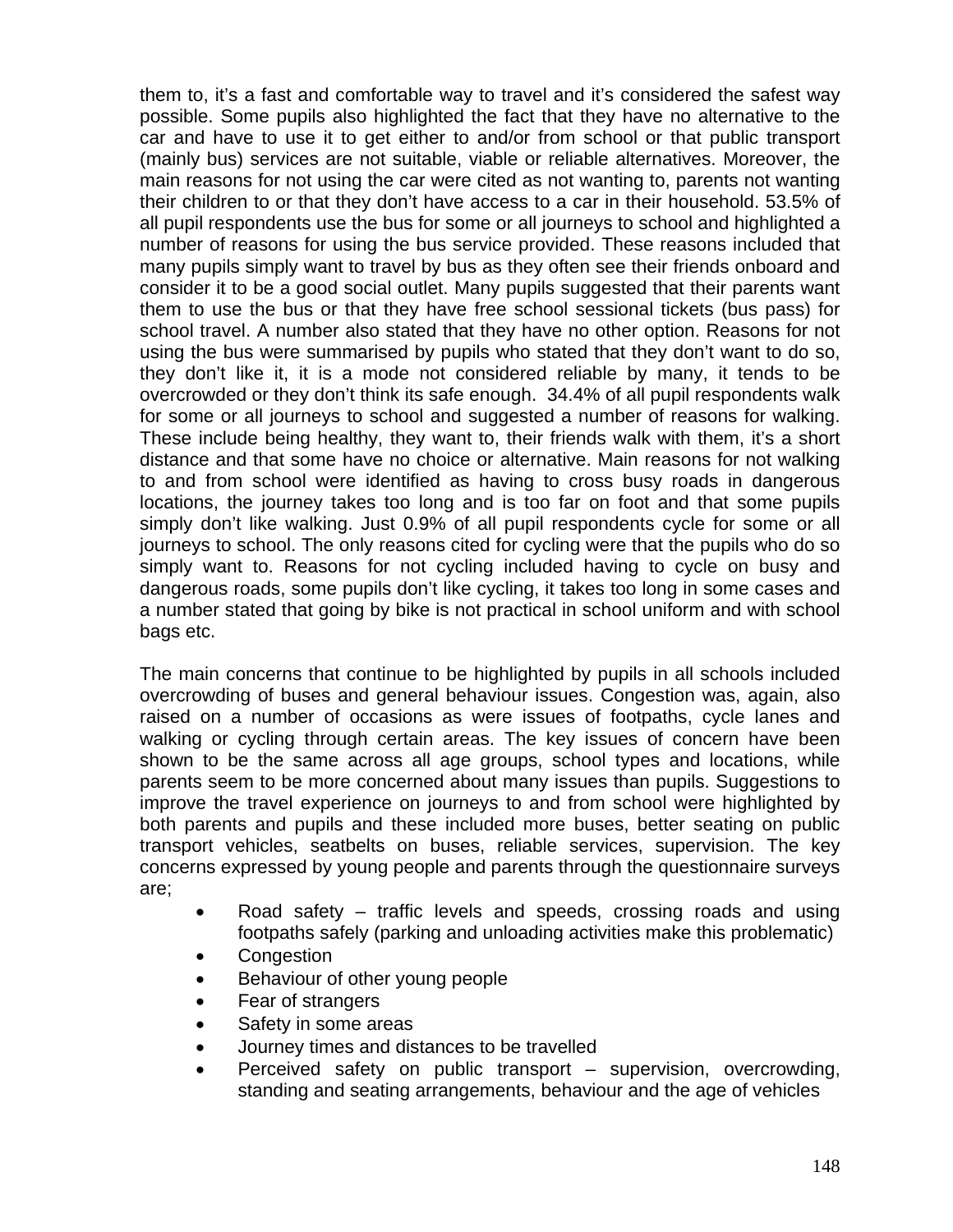them to, it's a fast and comfortable way to travel and it's considered the safest way possible. Some pupils also highlighted the fact that they have no alternative to the car and have to use it to get either to and/or from school or that public transport (mainly bus) services are not suitable, viable or reliable alternatives. Moreover, the main reasons for not using the car were cited as not wanting to, parents not wanting their children to or that they don't have access to a car in their household. 53.5% of all pupil respondents use the bus for some or all journeys to school and highlighted a number of reasons for using the bus service provided. These reasons included that many pupils simply want to travel by bus as they often see their friends onboard and consider it to be a good social outlet. Many pupils suggested that their parents want them to use the bus or that they have free school sessional tickets (bus pass) for school travel. A number also stated that they have no other option. Reasons for not using the bus were summarised by pupils who stated that they don't want to do so, they don't like it, it is a mode not considered reliable by many, it tends to be overcrowded or they don't think its safe enough. 34.4% of all pupil respondents walk for some or all journeys to school and suggested a number of reasons for walking. These include being healthy, they want to, their friends walk with them, it's a short distance and that some have no choice or alternative. Main reasons for not walking to and from school were identified as having to cross busy roads in dangerous locations, the journey takes too long and is too far on foot and that some pupils simply don't like walking. Just 0.9% of all pupil respondents cycle for some or all journeys to school. The only reasons cited for cycling were that the pupils who do so simply want to. Reasons for not cycling included having to cycle on busy and dangerous roads, some pupils don't like cycling, it takes too long in some cases and a number stated that going by bike is not practical in school uniform and with school bags etc.

The main concerns that continue to be highlighted by pupils in all schools included overcrowding of buses and general behaviour issues. Congestion was, again, also raised on a number of occasions as were issues of footpaths, cycle lanes and walking or cycling through certain areas. The key issues of concern have been shown to be the same across all age groups, school types and locations, while parents seem to be more concerned about many issues than pupils. Suggestions to improve the travel experience on journeys to and from school were highlighted by both parents and pupils and these included more buses, better seating on public transport vehicles, seatbelts on buses, reliable services, supervision. The key concerns expressed by young people and parents through the questionnaire surveys are;

- Road safety – traffic levels and speeds, crossing roads and using footpaths safely (parking and unloading activities make this problematic)
- Congestion
- Behaviour of other young people
- Fear of strangers
- Safety in some areas
- Journey times and distances to be travelled
- Perceived safety on public transport – supervision, overcrowding, standing and seating arrangements, behaviour and the age of vehicles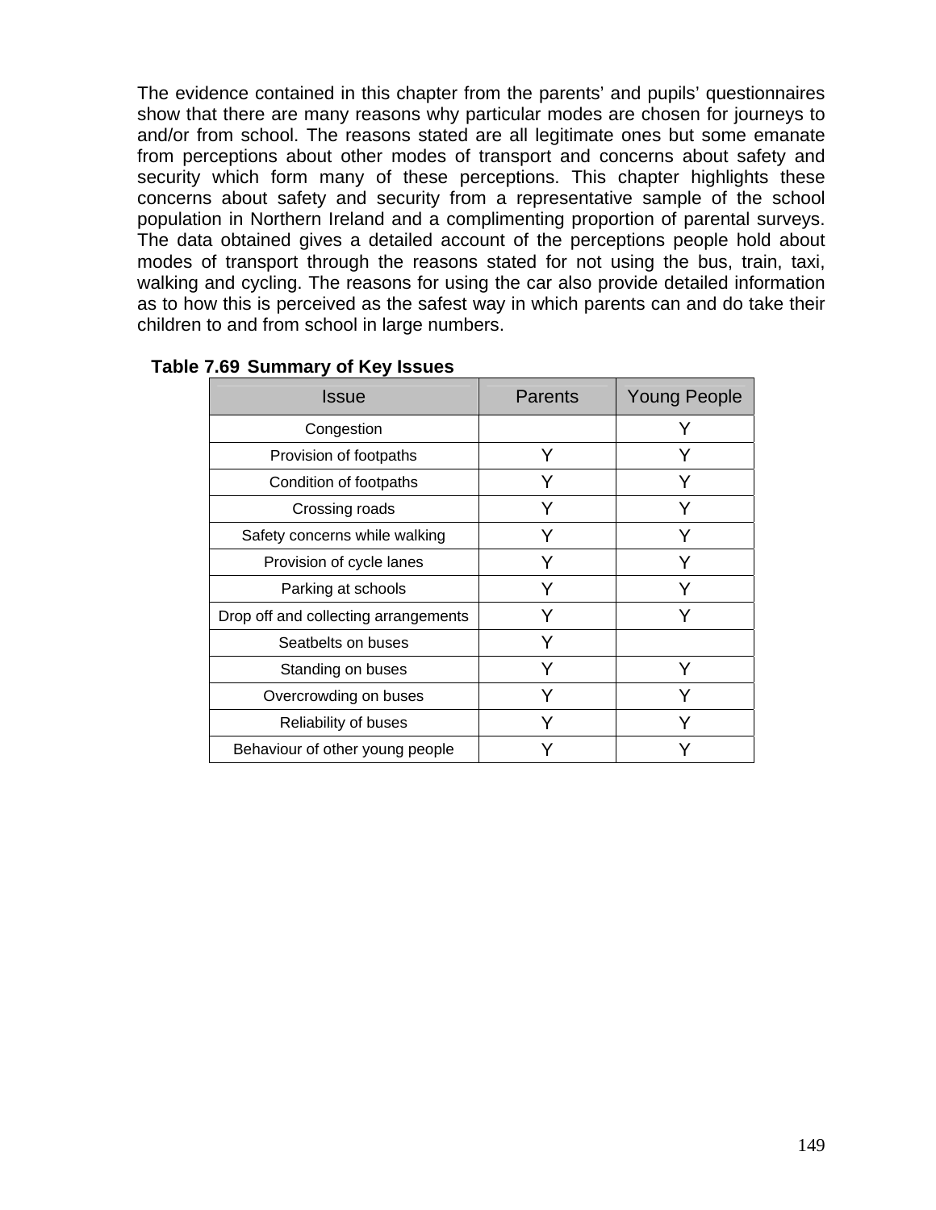The evidence contained in this chapter from the parents' and pupils' questionnaires show that there are many reasons why particular modes are chosen for journeys to and/or from school. The reasons stated are all legitimate ones but some emanate from perceptions about other modes of transport and concerns about safety and security which form many of these perceptions. This chapter highlights these concerns about safety and security from a representative sample of the school population in Northern Ireland and a complimenting proportion of parental surveys. The data obtained gives a detailed account of the perceptions people hold about modes of transport through the reasons stated for not using the bus, train, taxi, walking and cycling. The reasons for using the car also provide detailed information as to how this is perceived as the safest way in which parents can and do take their children to and from school in large numbers.

**Table 7.69 Summary of Key Issues**

| Issue | Parents | Young People |
|---|---|---|
| Congestion | | Y |
| Provision of footpaths | Y | Y |
| Condition of footpaths | Y | Y |
| Crossing roads | Y | Y |
| Safety concerns while walking | Y | Y |
| Provision of cycle lanes | Y | Y |
| Parking at schools | Y | Y |
| Drop off and collecting arrangements | Y | Y |
| Seatbelts on buses | Y | |
| Standing on buses | Y | Y |
| Overcrowding on buses | Y | Y |
| Reliability of buses | Y | Y |
| Behaviour of other young people | Y | Y |